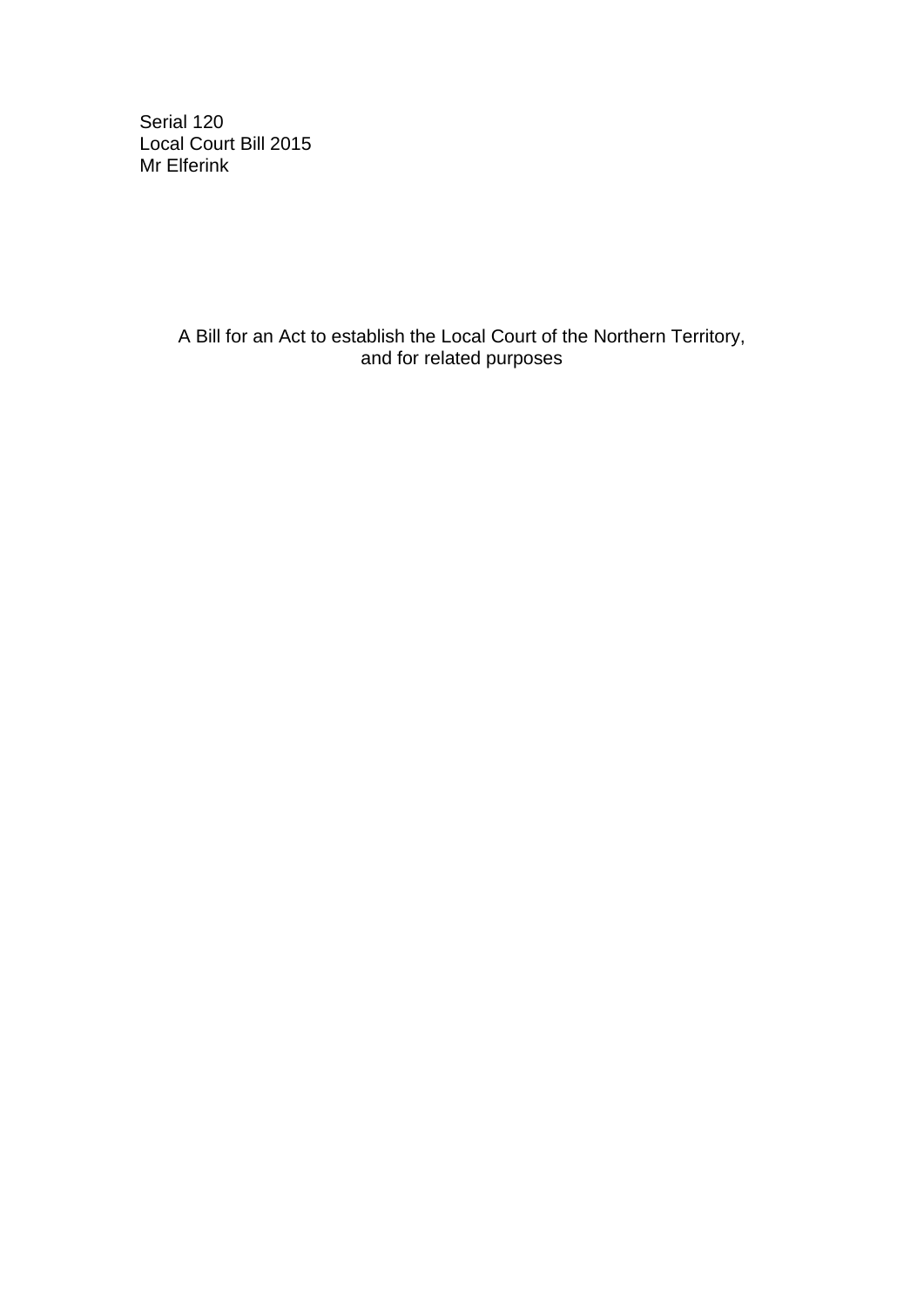Serial 120
Local Court Bill 2015
Mr Elferink

A Bill for an Act to establish the Local Court of the Northern Territory, and for related purposes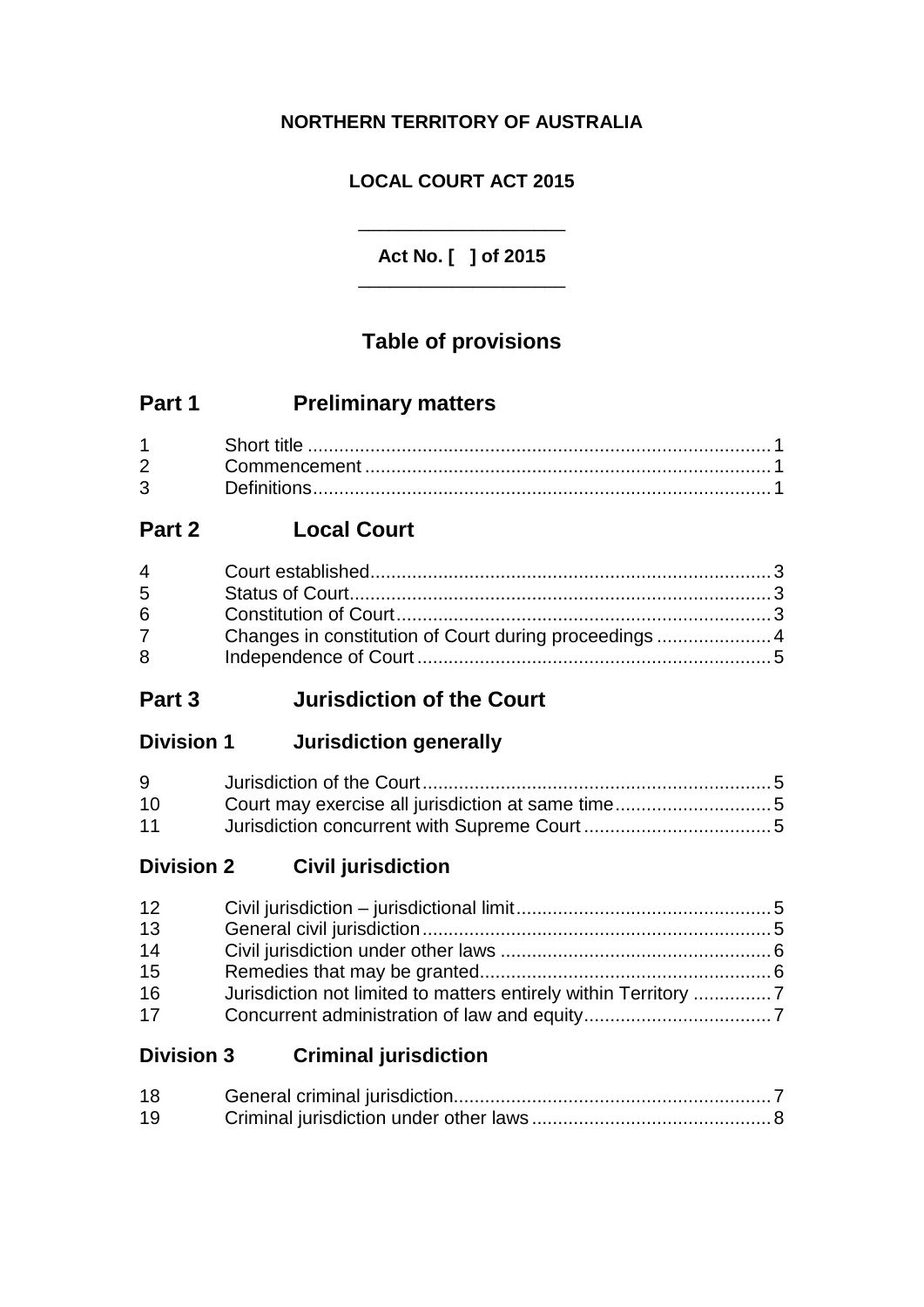**NORTHERN TERRITORY OF AUSTRALIA**

**LOCAL COURT ACT 2015**

**Act No. [ ] of 2015**

## Table of provisions

### Part 1 Preliminary matters

1 Short title ... 1
2 Commencement ... 1
3 Definitions ... 1

### Part 2 Local Court

4 Court established ... 3
5 Status of Court ... 3
6 Constitution of Court ... 3
7 Changes in constitution of Court during proceedings ... 4
8 Independence of Court ... 5

### Part 3 Jurisdiction of the Court

#### Division 1 Jurisdiction generally

9 Jurisdiction of the Court ... 5
10 Court may exercise all jurisdiction at same time ... 5
11 Jurisdiction concurrent with Supreme Court ... 5

#### Division 2 Civil jurisdiction

12 Civil jurisdiction – jurisdictional limit ... 5
13 General civil jurisdiction ... 5
14 Civil jurisdiction under other laws ... 6
15 Remedies that may be granted ... 6
16 Jurisdiction not limited to matters entirely within Territory ... 7
17 Concurrent administration of law and equity ... 7

#### Division 3 Criminal jurisdiction

18 General criminal jurisdiction ... 7
19 Criminal jurisdiction under other laws ... 8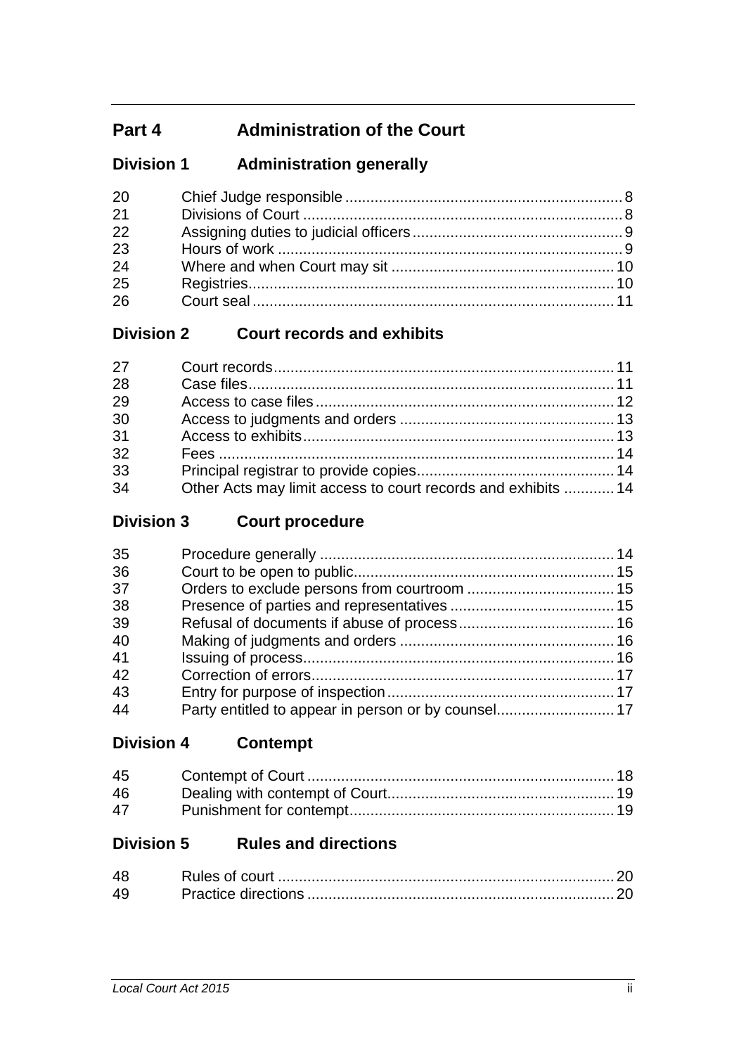## Part 4 Administration of the Court

### Division 1 Administration generally

| | | |
|---|---|---|
| 20 | Chief Judge responsible | 8 |
| 21 | Divisions of Court | 8 |
| 22 | Assigning duties to judicial officers | 9 |
| 23 | Hours of work | 9 |
| 24 | Where and when Court may sit | 10 |
| 25 | Registries | 10 |
| 26 | Court seal | 11 |

### Division 2 Court records and exhibits

| | | |
|---|---|---|
| 27 | Court records | 11 |
| 28 | Case files | 11 |
| 29 | Access to case files | 12 |
| 30 | Access to judgments and orders | 13 |
| 31 | Access to exhibits | 13 |
| 32 | Fees | 14 |
| 33 | Principal registrar to provide copies | 14 |
| 34 | Other Acts may limit access to court records and exhibits | 14 |

### Division 3 Court procedure

| | | |
|---|---|---|
| 35 | Procedure generally | 14 |
| 36 | Court to be open to public | 15 |
| 37 | Orders to exclude persons from courtroom | 15 |
| 38 | Presence of parties and representatives | 15 |
| 39 | Refusal of documents if abuse of process | 16 |
| 40 | Making of judgments and orders | 16 |
| 41 | Issuing of process | 16 |
| 42 | Correction of errors | 17 |
| 43 | Entry for purpose of inspection | 17 |
| 44 | Party entitled to appear in person or by counsel | 17 |

### Division 4 Contempt

| | | |
|---|---|---|
| 45 | Contempt of Court | 18 |
| 46 | Dealing with contempt of Court | 19 |
| 47 | Punishment for contempt | 19 |

### Division 5 Rules and directions

| | | |
|---|---|---|
| 48 | Rules of court | 20 |
| 49 | Practice directions | 20 |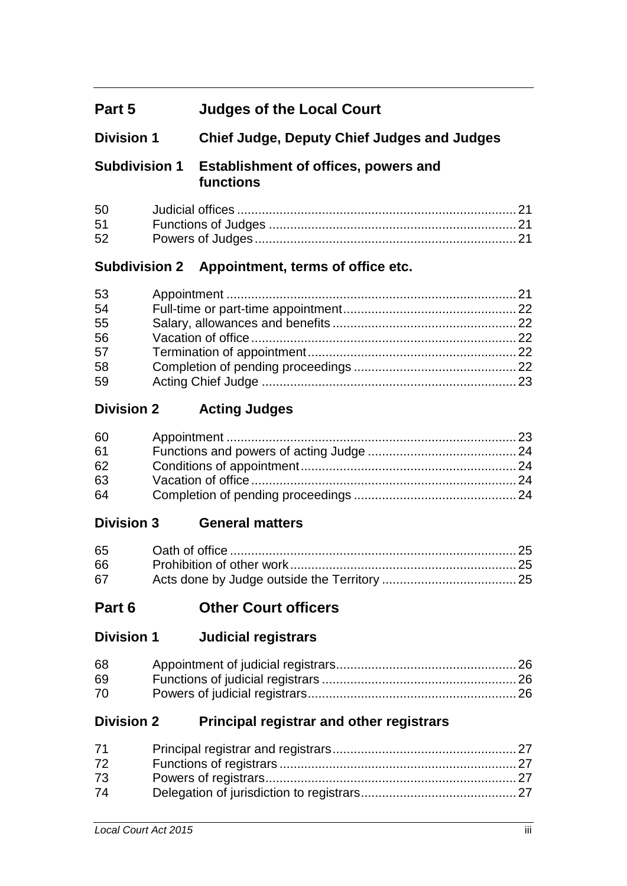## Part 5 Judges of the Local Court

### Division 1 Chief Judge, Deputy Chief Judges and Judges

#### Subdivision 1 Establishment of offices, powers and functions

| | | |
|---|---|---|
| 50 | Judicial offices | 21 |
| 51 | Functions of Judges | 21 |
| 52 | Powers of Judges | 21 |

#### Subdivision 2 Appointment, terms of office etc.

| | | |
|---|---|---|
| 53 | Appointment | 21 |
| 54 | Full-time or part-time appointment | 22 |
| 55 | Salary, allowances and benefits | 22 |
| 56 | Vacation of office | 22 |
| 57 | Termination of appointment | 22 |
| 58 | Completion of pending proceedings | 22 |
| 59 | Acting Chief Judge | 23 |

### Division 2 Acting Judges

| | | |
|---|---|---|
| 60 | Appointment | 23 |
| 61 | Functions and powers of acting Judge | 24 |
| 62 | Conditions of appointment | 24 |
| 63 | Vacation of office | 24 |
| 64 | Completion of pending proceedings | 24 |

### Division 3 General matters

| | | |
|---|---|---|
| 65 | Oath of office | 25 |
| 66 | Prohibition of other work | 25 |
| 67 | Acts done by Judge outside the Territory | 25 |

## Part 6 Other Court officers

### Division 1 Judicial registrars

| | | |
|---|---|---|
| 68 | Appointment of judicial registrars | 26 |
| 69 | Functions of judicial registrars | 26 |
| 70 | Powers of judicial registrars | 26 |

### Division 2 Principal registrar and other registrars

| | | |
|---|---|---|
| 71 | Principal registrar and registrars | 27 |
| 72 | Functions of registrars | 27 |
| 73 | Powers of registrars | 27 |
| 74 | Delegation of jurisdiction to registrars | 27 |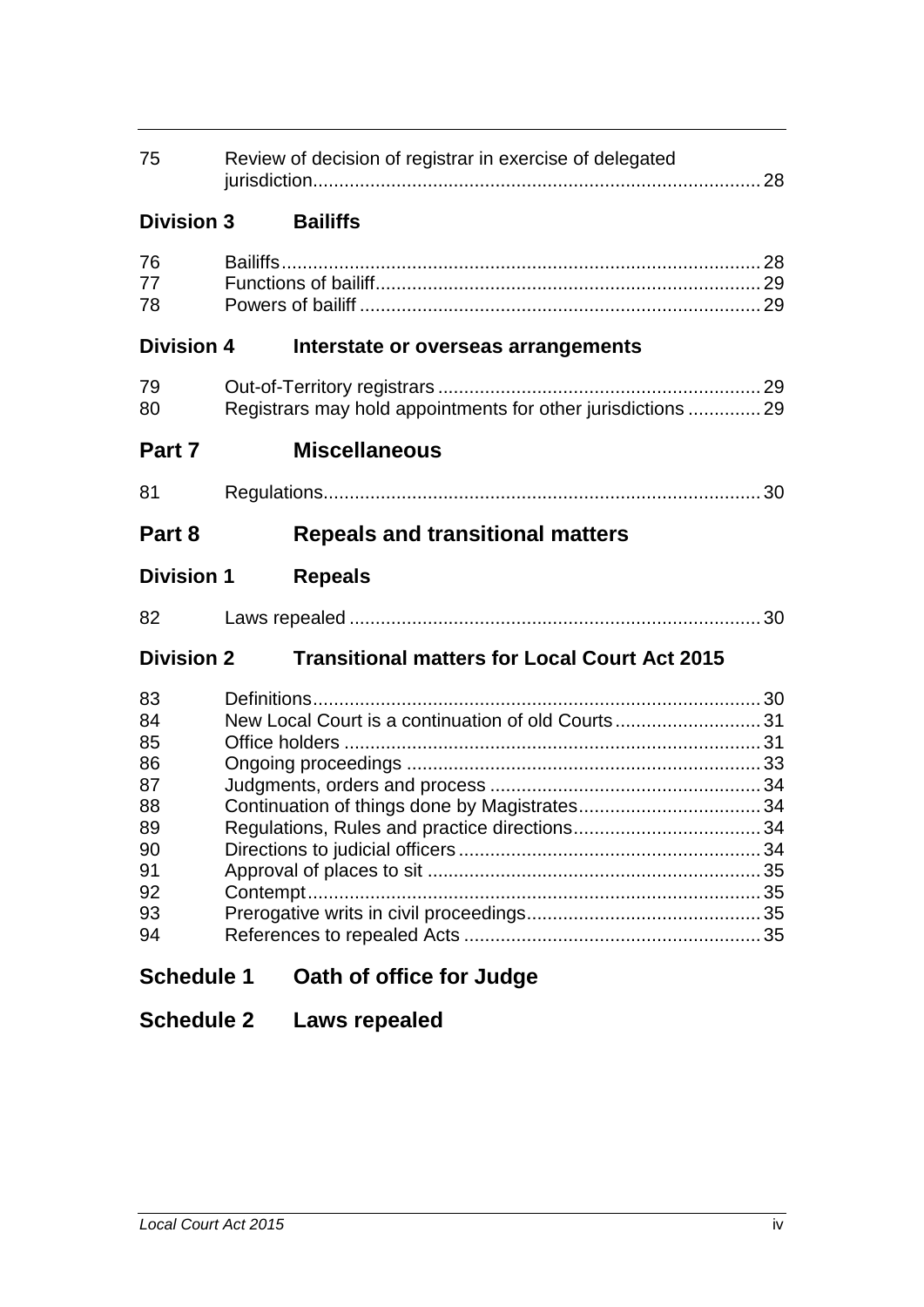| | | |
|---|---|---|
| 75 | Review of decision of registrar in exercise of delegated jurisdiction | 28 |

**Division 3 Bailiffs**

| | | |
|---|---|---|
| 76 | Bailiffs | 28 |
| 77 | Functions of bailiff | 29 |
| 78 | Powers of bailiff | 29 |

**Division 4 Interstate or overseas arrangements**

| | | |
|---|---|---|
| 79 | Out-of-Territory registrars | 29 |
| 80 | Registrars may hold appointments for other jurisdictions | 29 |

## Part 7 Miscellaneous

| | | |
|---|---|---|
| 81 | Regulations | 30 |

## Part 8 Repeals and transitional matters

**Division 1 Repeals**

| | | |
|---|---|---|
| 82 | Laws repealed | 30 |

**Division 2 Transitional matters for Local Court Act 2015**

| | | |
|---|---|---|
| 83 | Definitions | 30 |
| 84 | New Local Court is a continuation of old Courts | 31 |
| 85 | Office holders | 31 |
| 86 | Ongoing proceedings | 33 |
| 87 | Judgments, orders and process | 34 |
| 88 | Continuation of things done by Magistrates | 34 |
| 89 | Regulations, Rules and practice directions | 34 |
| 90 | Directions to judicial officers | 34 |
| 91 | Approval of places to sit | 35 |
| 92 | Contempt | 35 |
| 93 | Prerogative writs in civil proceedings | 35 |
| 94 | References to repealed Acts | 35 |

## Schedule 1 Oath of office for Judge

## Schedule 2 Laws repealed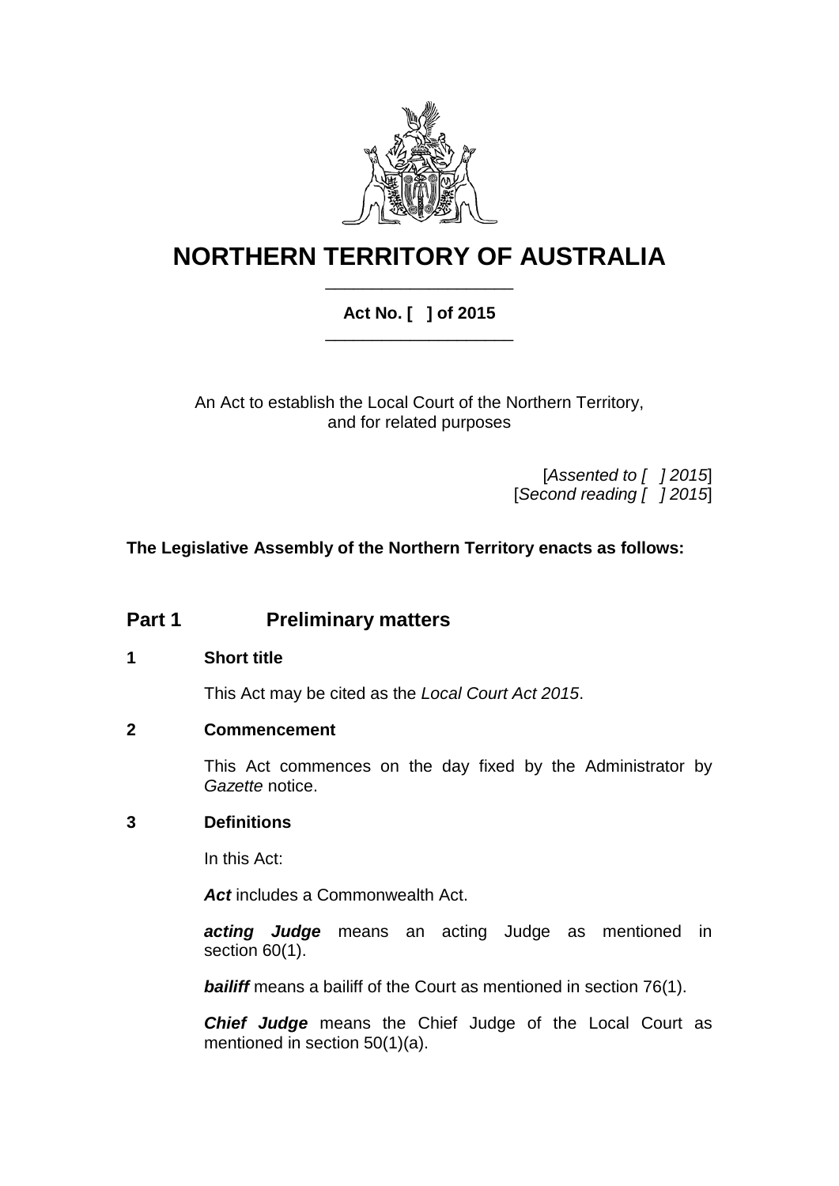# NORTHERN TERRITORY OF AUSTRALIA

**Act No. [ ] of 2015**

An Act to establish the Local Court of the Northern Territory, and for related purposes

[*Assented to [ ] 2015*]
[*Second reading [ ] 2015*]

**The Legislative Assembly of the Northern Territory enacts as follows:**

## Part 1 Preliminary matters

### 1 Short title

This Act may be cited as the *Local Court Act 2015*.

### 2 Commencement

This Act commences on the day fixed by the Administrator by *Gazette* notice.

### 3 Definitions

In this Act:

***Act*** includes a Commonwealth Act.

***acting Judge*** means an acting Judge as mentioned in section 60(1).

***bailiff*** means a bailiff of the Court as mentioned in section 76(1).

***Chief Judge*** means the Chief Judge of the Local Court as mentioned in section 50(1)(a).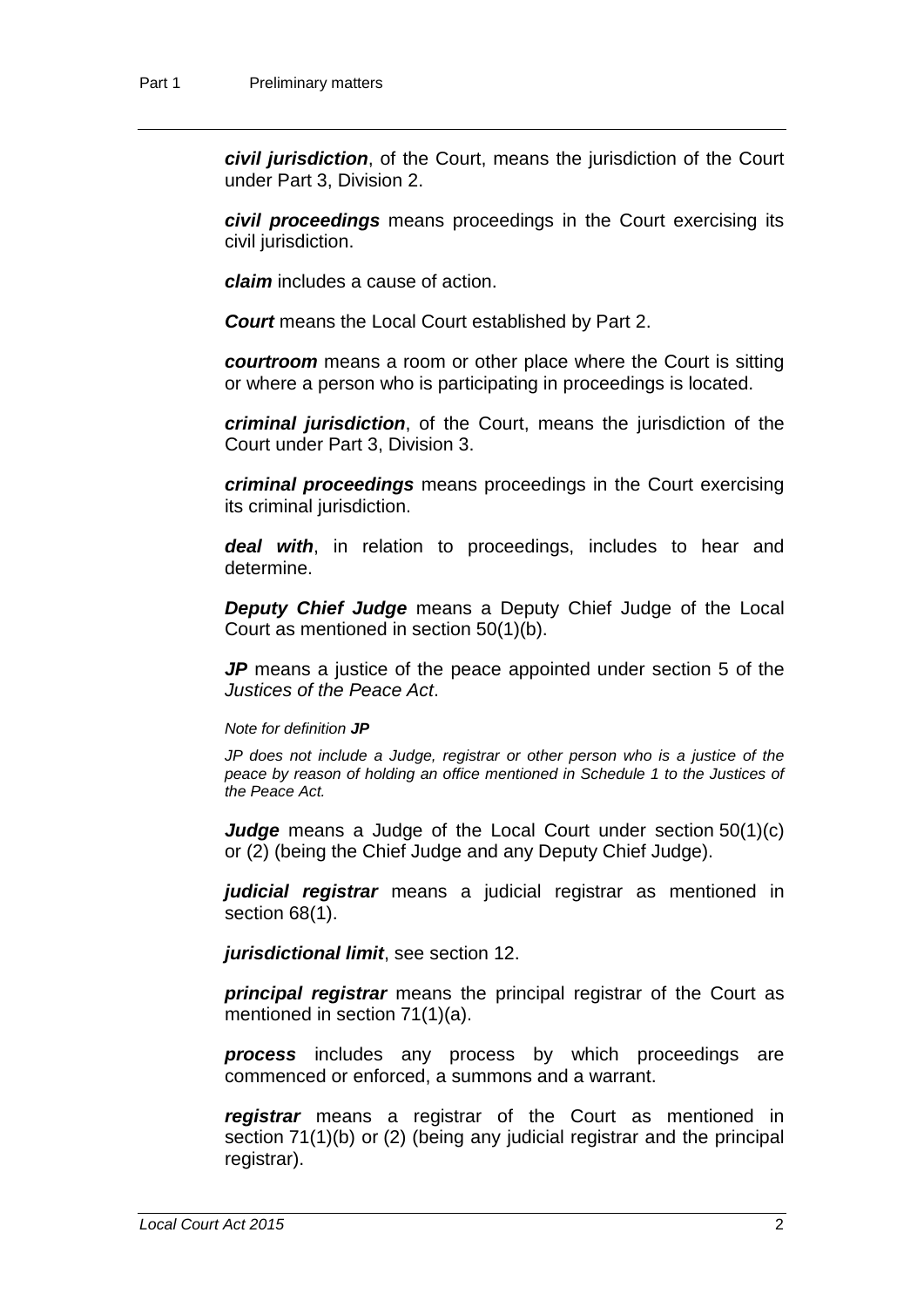***civil jurisdiction***, of the Court, means the jurisdiction of the Court under Part 3, Division 2.

***civil proceedings*** means proceedings in the Court exercising its civil jurisdiction.

***claim*** includes a cause of action.

***Court*** means the Local Court established by Part 2.

***courtroom*** means a room or other place where the Court is sitting or where a person who is participating in proceedings is located.

***criminal jurisdiction***, of the Court, means the jurisdiction of the Court under Part 3, Division 3.

***criminal proceedings*** means proceedings in the Court exercising its criminal jurisdiction.

***deal with***, in relation to proceedings, includes to hear and determine.

***Deputy Chief Judge*** means a Deputy Chief Judge of the Local Court as mentioned in section 50(1)(b).

***JP*** means a justice of the peace appointed under section 5 of the *Justices of the Peace Act*.

*Note for definition **JP***

*JP does not include a Judge, registrar or other person who is a justice of the peace by reason of holding an office mentioned in Schedule 1 to the Justices of the Peace Act.*

***Judge*** means a Judge of the Local Court under section 50(1)(c) or (2) (being the Chief Judge and any Deputy Chief Judge).

***judicial registrar*** means a judicial registrar as mentioned in section 68(1).

***jurisdictional limit***, see section 12.

***principal registrar*** means the principal registrar of the Court as mentioned in section 71(1)(a).

***process*** includes any process by which proceedings are commenced or enforced, a summons and a warrant.

***registrar*** means a registrar of the Court as mentioned in section 71(1)(b) or (2) (being any judicial registrar and the principal registrar).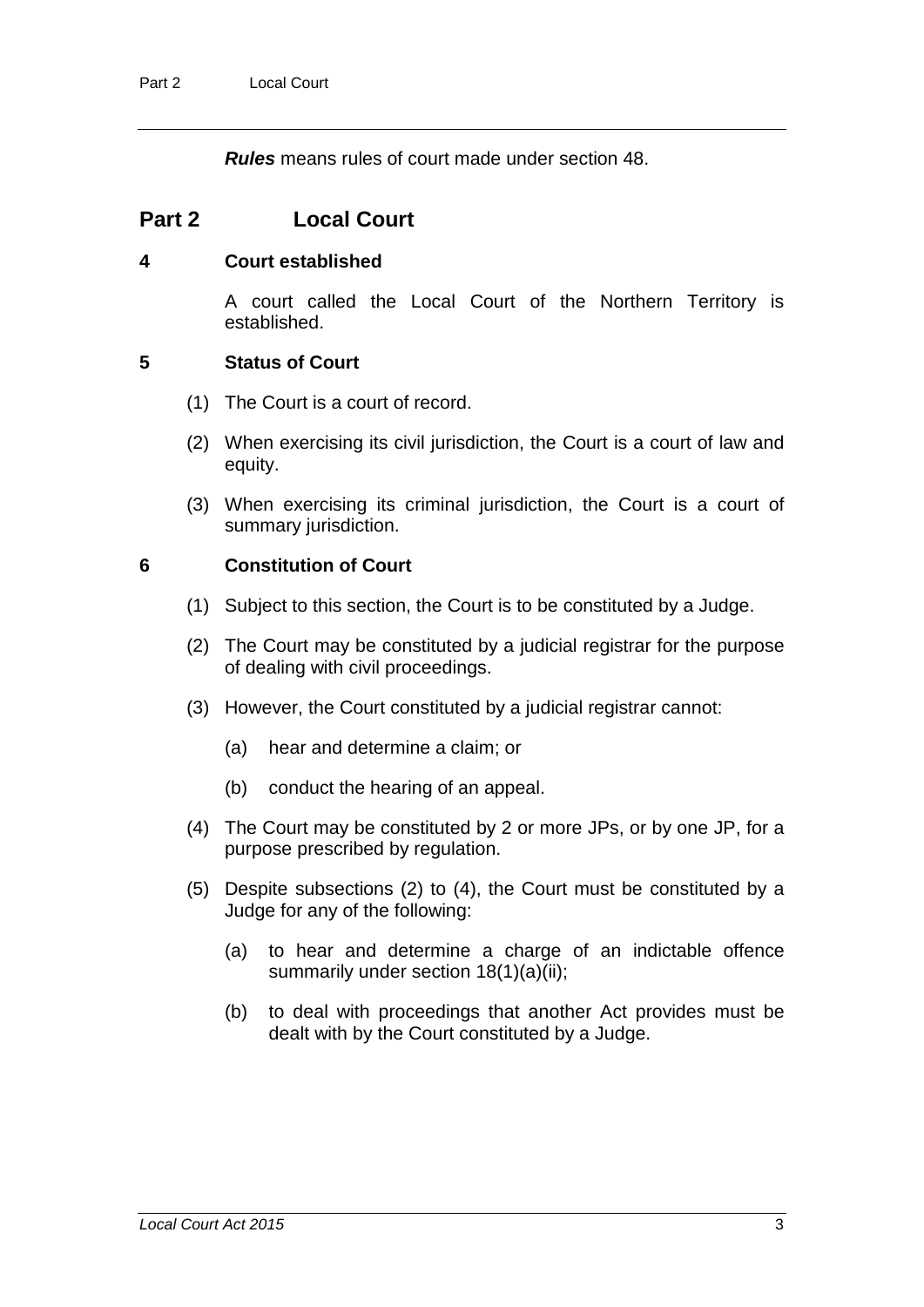***Rules*** means rules of court made under section 48.

## Part 2 Local Court

### 4 Court established

A court called the Local Court of the Northern Territory is established.

### 5 Status of Court

(1) The Court is a court of record.

(2) When exercising its civil jurisdiction, the Court is a court of law and equity.

(3) When exercising its criminal jurisdiction, the Court is a court of summary jurisdiction.

### 6 Constitution of Court

(1) Subject to this section, the Court is to be constituted by a Judge.

(2) The Court may be constituted by a judicial registrar for the purpose of dealing with civil proceedings.

(3) However, the Court constituted by a judicial registrar cannot:

(a) hear and determine a claim; or

(b) conduct the hearing of an appeal.

(4) The Court may be constituted by 2 or more JPs, or by one JP, for a purpose prescribed by regulation.

(5) Despite subsections (2) to (4), the Court must be constituted by a Judge for any of the following:

(a) to hear and determine a charge of an indictable offence summarily under section 18(1)(a)(ii);

(b) to deal with proceedings that another Act provides must be dealt with by the Court constituted by a Judge.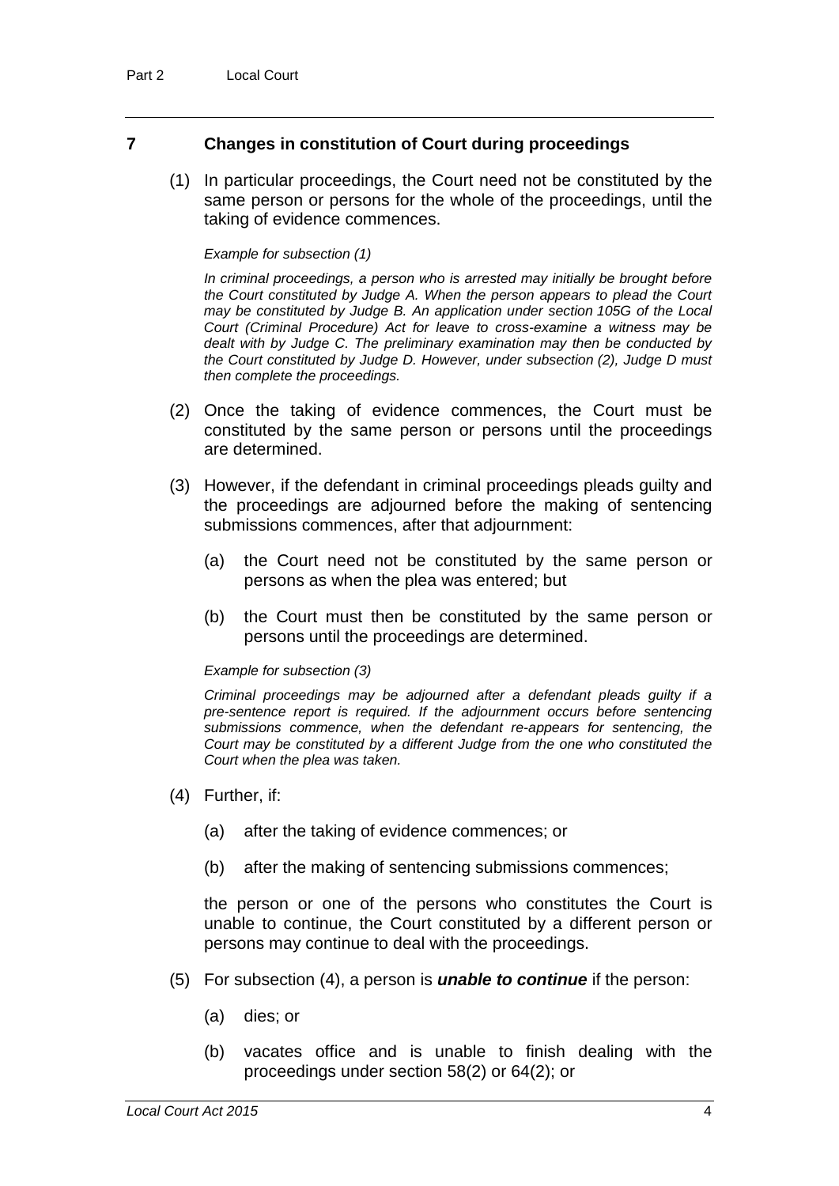## 7 Changes in constitution of Court during proceedings

(1) In particular proceedings, the Court need not be constituted by the same person or persons for the whole of the proceedings, until the taking of evidence commences.

*Example for subsection (1)*

*In criminal proceedings, a person who is arrested may initially be brought before the Court constituted by Judge A. When the person appears to plead the Court may be constituted by Judge B. An application under section 105G of the Local Court (Criminal Procedure) Act for leave to cross-examine a witness may be dealt with by Judge C. The preliminary examination may then be conducted by the Court constituted by Judge D. However, under subsection (2), Judge D must then complete the proceedings.*

(2) Once the taking of evidence commences, the Court must be constituted by the same person or persons until the proceedings are determined.

(3) However, if the defendant in criminal proceedings pleads guilty and the proceedings are adjourned before the making of sentencing submissions commences, after that adjournment:

(a) the Court need not be constituted by the same person or persons as when the plea was entered; but

(b) the Court must then be constituted by the same person or persons until the proceedings are determined.

*Example for subsection (3)*

*Criminal proceedings may be adjourned after a defendant pleads guilty if a pre-sentence report is required. If the adjournment occurs before sentencing submissions commence, when the defendant re-appears for sentencing, the Court may be constituted by a different Judge from the one who constituted the Court when the plea was taken.*

(4) Further, if:

(a) after the taking of evidence commences; or

(b) after the making of sentencing submissions commences;

the person or one of the persons who constitutes the Court is unable to continue, the Court constituted by a different person or persons may continue to deal with the proceedings.

(5) For subsection (4), a person is ***unable to continue*** if the person:

(a) dies; or

(b) vacates office and is unable to finish dealing with the proceedings under section 58(2) or 64(2); or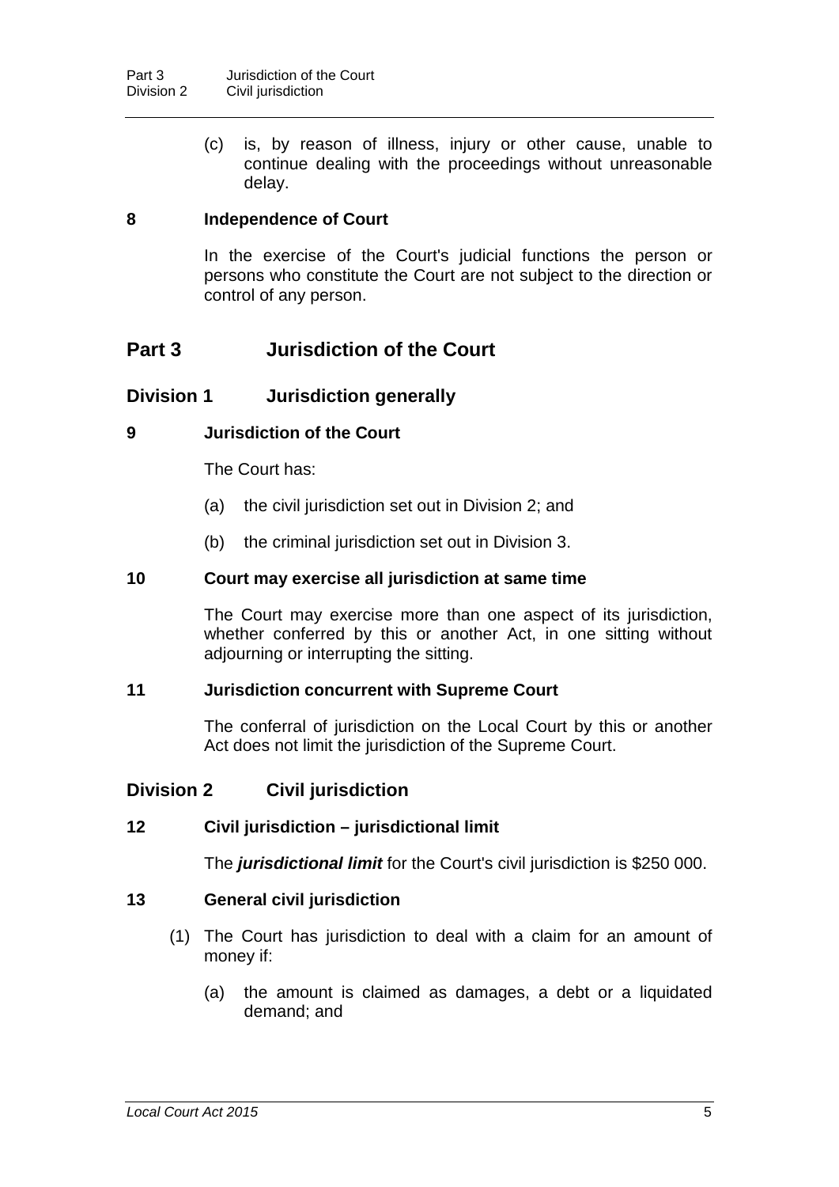(c) is, by reason of illness, injury or other cause, unable to continue dealing with the proceedings without unreasonable delay.

### 8 Independence of Court

In the exercise of the Court's judicial functions the person or persons who constitute the Court are not subject to the direction or control of any person.

## Part 3 Jurisdiction of the Court

### Division 1 Jurisdiction generally

### 9 Jurisdiction of the Court

The Court has:

(a) the civil jurisdiction set out in Division 2; and

(b) the criminal jurisdiction set out in Division 3.

### 10 Court may exercise all jurisdiction at same time

The Court may exercise more than one aspect of its jurisdiction, whether conferred by this or another Act, in one sitting without adjourning or interrupting the sitting.

### 11 Jurisdiction concurrent with Supreme Court

The conferral of jurisdiction on the Local Court by this or another Act does not limit the jurisdiction of the Supreme Court.

### Division 2 Civil jurisdiction

### 12 Civil jurisdiction – jurisdictional limit

The ***jurisdictional limit*** for the Court's civil jurisdiction is $250 000.

### 13 General civil jurisdiction

(1) The Court has jurisdiction to deal with a claim for an amount of money if:

(a) the amount is claimed as damages, a debt or a liquidated demand; and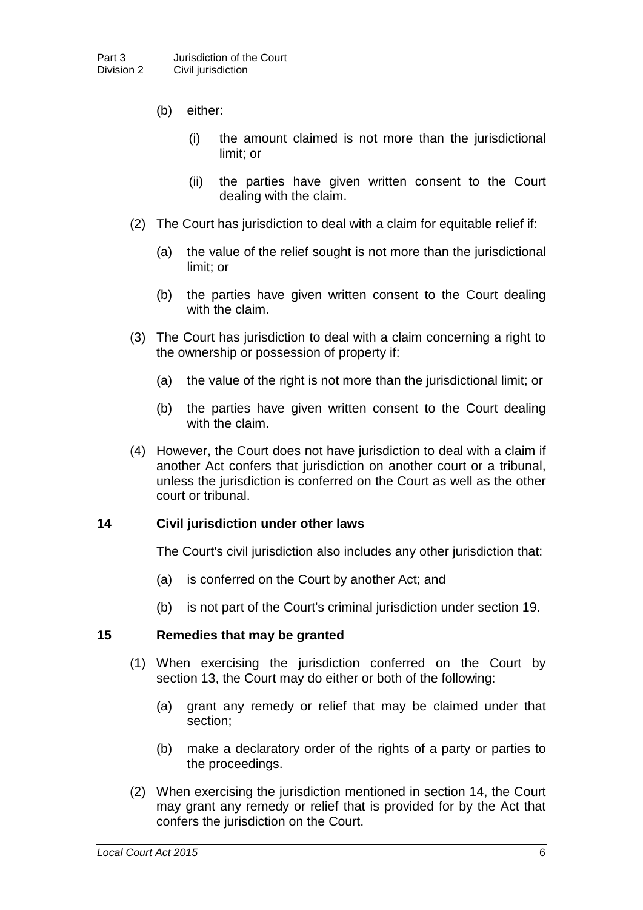(b) either:

  (i) the amount claimed is not more than the jurisdictional limit; or

  (ii) the parties have given written consent to the Court dealing with the claim.

(2) The Court has jurisdiction to deal with a claim for equitable relief if:

  (a) the value of the relief sought is not more than the jurisdictional limit; or

  (b) the parties have given written consent to the Court dealing with the claim.

(3) The Court has jurisdiction to deal with a claim concerning a right to the ownership or possession of property if:

  (a) the value of the right is not more than the jurisdictional limit; or

  (b) the parties have given written consent to the Court dealing with the claim.

(4) However, the Court does not have jurisdiction to deal with a claim if another Act confers that jurisdiction on another court or a tribunal, unless the jurisdiction is conferred on the Court as well as the other court or tribunal.

### 14 Civil jurisdiction under other laws

The Court's civil jurisdiction also includes any other jurisdiction that:

(a) is conferred on the Court by another Act; and

(b) is not part of the Court's criminal jurisdiction under section 19.

### 15 Remedies that may be granted

(1) When exercising the jurisdiction conferred on the Court by section 13, the Court may do either or both of the following:

  (a) grant any remedy or relief that may be claimed under that section;

  (b) make a declaratory order of the rights of a party or parties to the proceedings.

(2) When exercising the jurisdiction mentioned in section 14, the Court may grant any remedy or relief that is provided for by the Act that confers the jurisdiction on the Court.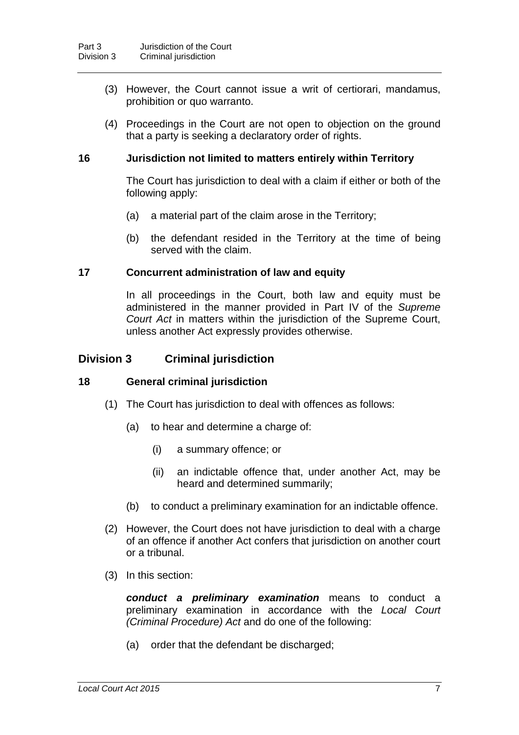(3) However, the Court cannot issue a writ of certiorari, mandamus, prohibition or quo warranto.

(4) Proceedings in the Court are not open to objection on the ground that a party is seeking a declaratory order of rights.

### 16 Jurisdiction not limited to matters entirely within Territory

The Court has jurisdiction to deal with a claim if either or both of the following apply:

(a) a material part of the claim arose in the Territory;

(b) the defendant resided in the Territory at the time of being served with the claim.

### 17 Concurrent administration of law and equity

In all proceedings in the Court, both law and equity must be administered in the manner provided in Part IV of the *Supreme Court Act* in matters within the jurisdiction of the Supreme Court, unless another Act expressly provides otherwise.

## Division 3 Criminal jurisdiction

### 18 General criminal jurisdiction

(1) The Court has jurisdiction to deal with offences as follows:

(a) to hear and determine a charge of:

(i) a summary offence; or

(ii) an indictable offence that, under another Act, may be heard and determined summarily;

(b) to conduct a preliminary examination for an indictable offence.

(2) However, the Court does not have jurisdiction to deal with a charge of an offence if another Act confers that jurisdiction on another court or a tribunal.

(3) In this section:

***conduct a preliminary examination*** means to conduct a preliminary examination in accordance with the *Local Court (Criminal Procedure) Act* and do one of the following:

(a) order that the defendant be discharged;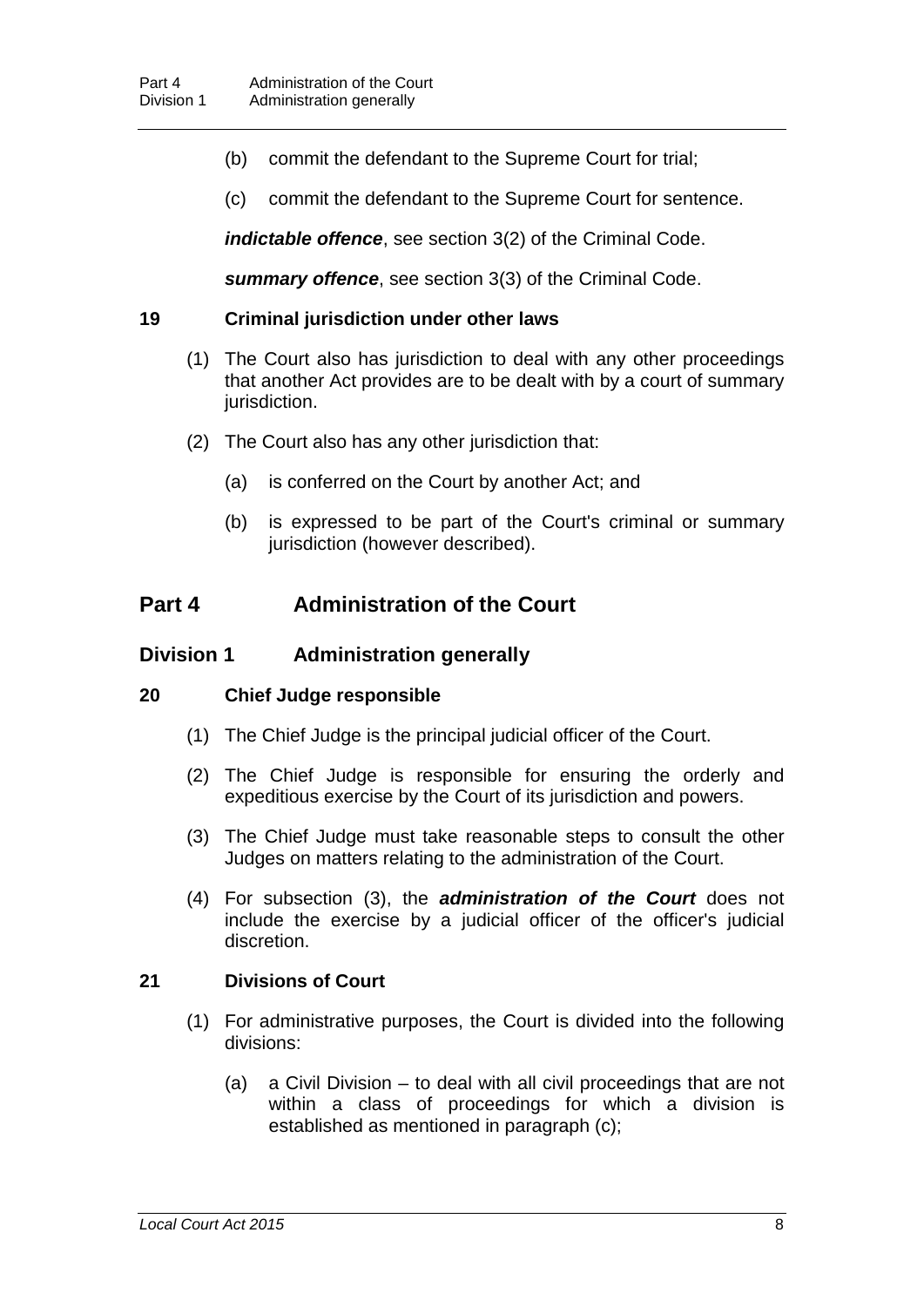(b) commit the defendant to the Supreme Court for trial;

(c) commit the defendant to the Supreme Court for sentence.

***indictable offence***, see section 3(2) of the Criminal Code.

***summary offence***, see section 3(3) of the Criminal Code.

**19 Criminal jurisdiction under other laws**

(1) The Court also has jurisdiction to deal with any other proceedings that another Act provides are to be dealt with by a court of summary jurisdiction.

(2) The Court also has any other jurisdiction that:

(a) is conferred on the Court by another Act; and

(b) is expressed to be part of the Court's criminal or summary jurisdiction (however described).

## Part 4 Administration of the Court

### Division 1 Administration generally

**20 Chief Judge responsible**

(1) The Chief Judge is the principal judicial officer of the Court.

(2) The Chief Judge is responsible for ensuring the orderly and expeditious exercise by the Court of its jurisdiction and powers.

(3) The Chief Judge must take reasonable steps to consult the other Judges on matters relating to the administration of the Court.

(4) For subsection (3), the ***administration of the Court*** does not include the exercise by a judicial officer of the officer's judicial discretion.

**21 Divisions of Court**

(1) For administrative purposes, the Court is divided into the following divisions:

(a) a Civil Division – to deal with all civil proceedings that are not within a class of proceedings for which a division is established as mentioned in paragraph (c);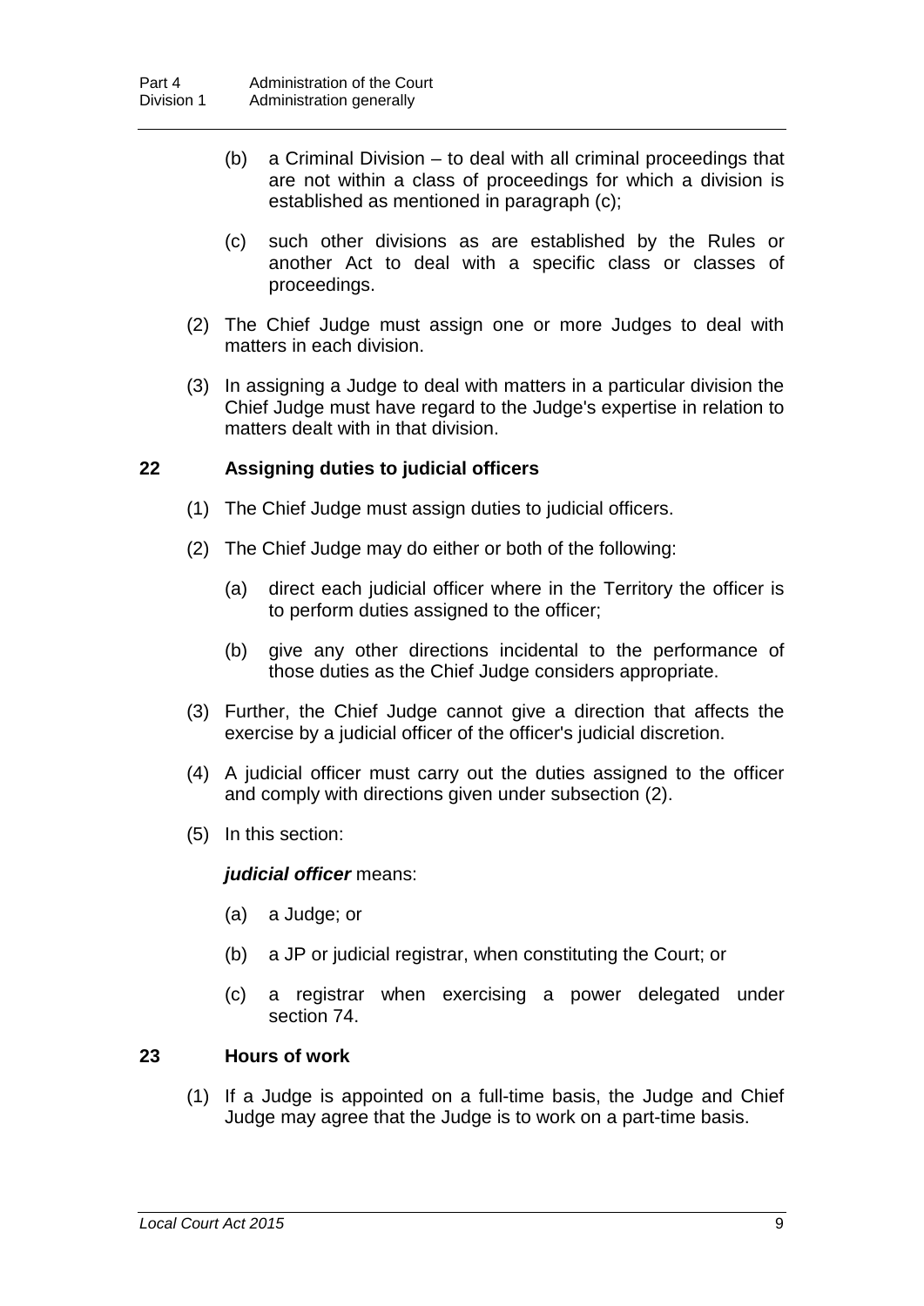(b) a Criminal Division – to deal with all criminal proceedings that are not within a class of proceedings for which a division is established as mentioned in paragraph (c);

(c) such other divisions as are established by the Rules or another Act to deal with a specific class or classes of proceedings.

(2) The Chief Judge must assign one or more Judges to deal with matters in each division.

(3) In assigning a Judge to deal with matters in a particular division the Chief Judge must have regard to the Judge's expertise in relation to matters dealt with in that division.

### 22 Assigning duties to judicial officers

(1) The Chief Judge must assign duties to judicial officers.

(2) The Chief Judge may do either or both of the following:

(a) direct each judicial officer where in the Territory the officer is to perform duties assigned to the officer;

(b) give any other directions incidental to the performance of those duties as the Chief Judge considers appropriate.

(3) Further, the Chief Judge cannot give a direction that affects the exercise by a judicial officer of the officer's judicial discretion.

(4) A judicial officer must carry out the duties assigned to the officer and comply with directions given under subsection (2).

(5) In this section:

***judicial officer*** means:

(a) a Judge; or

(b) a JP or judicial registrar, when constituting the Court; or

(c) a registrar when exercising a power delegated under section 74.

### 23 Hours of work

(1) If a Judge is appointed on a full-time basis, the Judge and Chief Judge may agree that the Judge is to work on a part-time basis.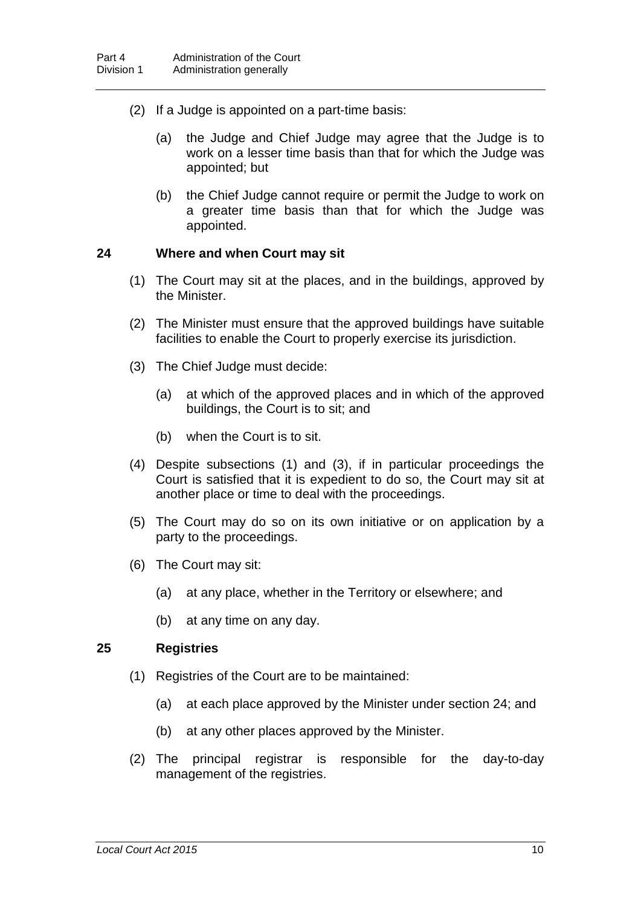(2) If a Judge is appointed on a part-time basis:

(a) the Judge and Chief Judge may agree that the Judge is to work on a lesser time basis than that for which the Judge was appointed; but

(b) the Chief Judge cannot require or permit the Judge to work on a greater time basis than that for which the Judge was appointed.

### 24 Where and when Court may sit

(1) The Court may sit at the places, and in the buildings, approved by the Minister.

(2) The Minister must ensure that the approved buildings have suitable facilities to enable the Court to properly exercise its jurisdiction.

(3) The Chief Judge must decide:

(a) at which of the approved places and in which of the approved buildings, the Court is to sit; and

(b) when the Court is to sit.

(4) Despite subsections (1) and (3), if in particular proceedings the Court is satisfied that it is expedient to do so, the Court may sit at another place or time to deal with the proceedings.

(5) The Court may do so on its own initiative or on application by a party to the proceedings.

(6) The Court may sit:

(a) at any place, whether in the Territory or elsewhere; and

(b) at any time on any day.

### 25 Registries

(1) Registries of the Court are to be maintained:

(a) at each place approved by the Minister under section 24; and

(b) at any other places approved by the Minister.

(2) The principal registrar is responsible for the day-to-day management of the registries.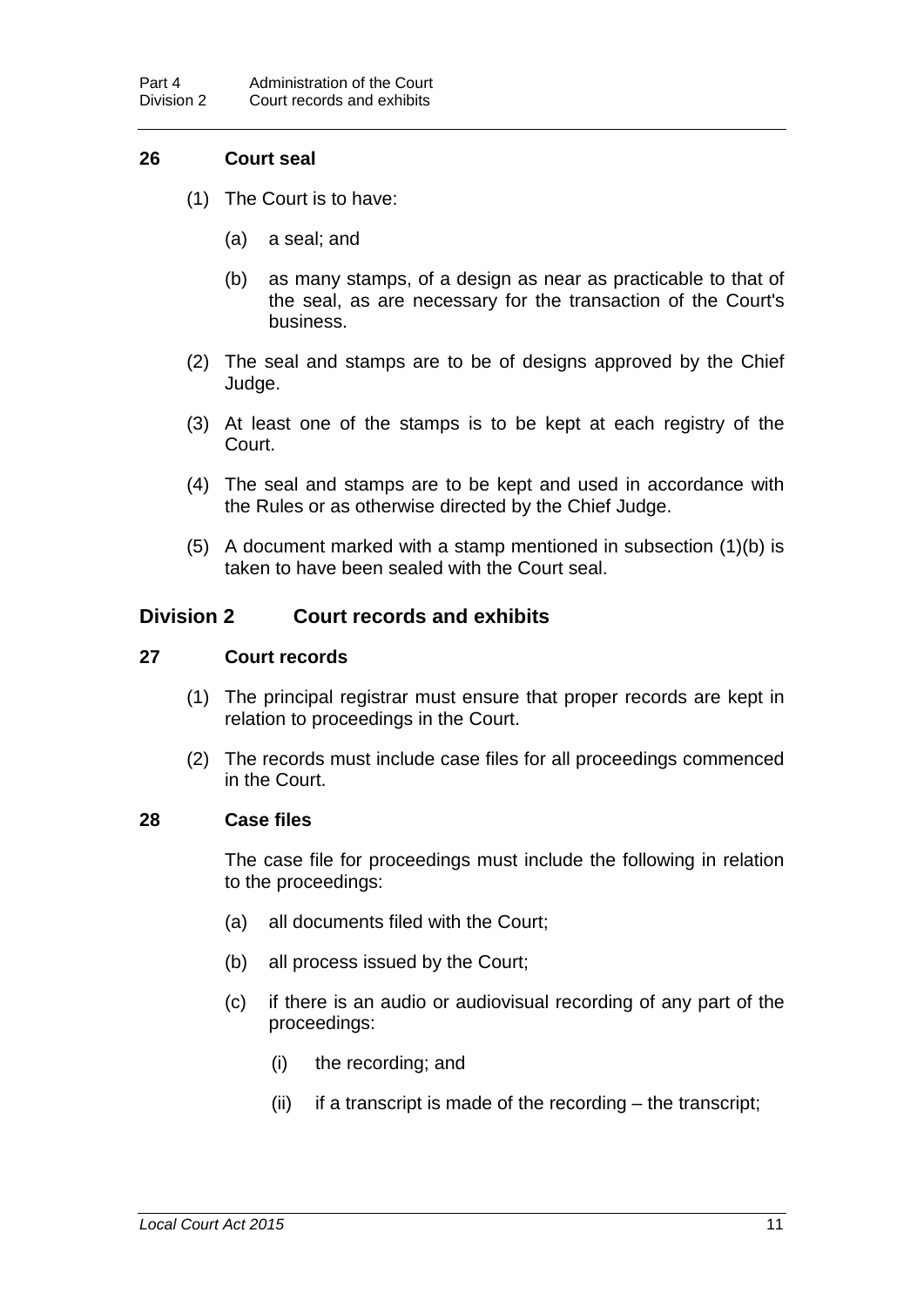### 26 Court seal

(1) The Court is to have:

(a) a seal; and

(b) as many stamps, of a design as near as practicable to that of the seal, as are necessary for the transaction of the Court's business.

(2) The seal and stamps are to be of designs approved by the Chief Judge.

(3) At least one of the stamps is to be kept at each registry of the Court.

(4) The seal and stamps are to be kept and used in accordance with the Rules or as otherwise directed by the Chief Judge.

(5) A document marked with a stamp mentioned in subsection (1)(b) is taken to have been sealed with the Court seal.

## Division 2 Court records and exhibits

### 27 Court records

(1) The principal registrar must ensure that proper records are kept in relation to proceedings in the Court.

(2) The records must include case files for all proceedings commenced in the Court.

### 28 Case files

The case file for proceedings must include the following in relation to the proceedings:

(a) all documents filed with the Court;

(b) all process issued by the Court;

(c) if there is an audio or audiovisual recording of any part of the proceedings:

(i) the recording; and

(ii) if a transcript is made of the recording – the transcript;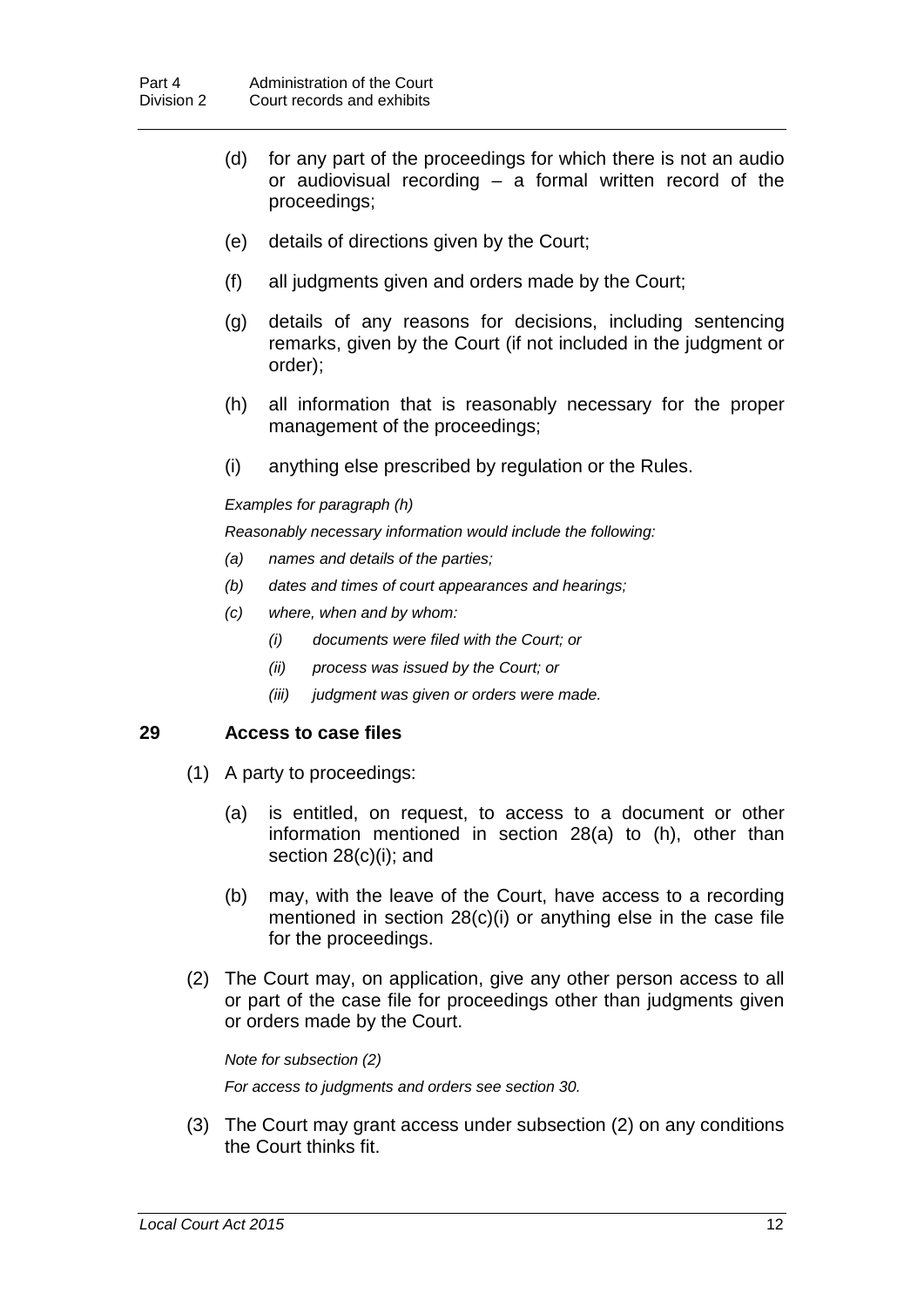(d) for any part of the proceedings for which there is not an audio or audiovisual recording – a formal written record of the proceedings;

(e) details of directions given by the Court;

(f) all judgments given and orders made by the Court;

(g) details of any reasons for decisions, including sentencing remarks, given by the Court (if not included in the judgment or order);

(h) all information that is reasonably necessary for the proper management of the proceedings;

(i) anything else prescribed by regulation or the Rules.

*Examples for paragraph (h)*

*Reasonably necessary information would include the following:*

*(a) names and details of the parties;*

*(b) dates and times of court appearances and hearings;*

*(c) where, when and by whom:*

*(i) documents were filed with the Court; or*

*(ii) process was issued by the Court; or*

*(iii) judgment was given or orders were made.*

### 29 Access to case files

(1) A party to proceedings:

(a) is entitled, on request, to access to a document or other information mentioned in section 28(a) to (h), other than section 28(c)(i); and

(b) may, with the leave of the Court, have access to a recording mentioned in section 28(c)(i) or anything else in the case file for the proceedings.

(2) The Court may, on application, give any other person access to all or part of the case file for proceedings other than judgments given or orders made by the Court.

*Note for subsection (2)*

*For access to judgments and orders see section 30.*

(3) The Court may grant access under subsection (2) on any conditions the Court thinks fit.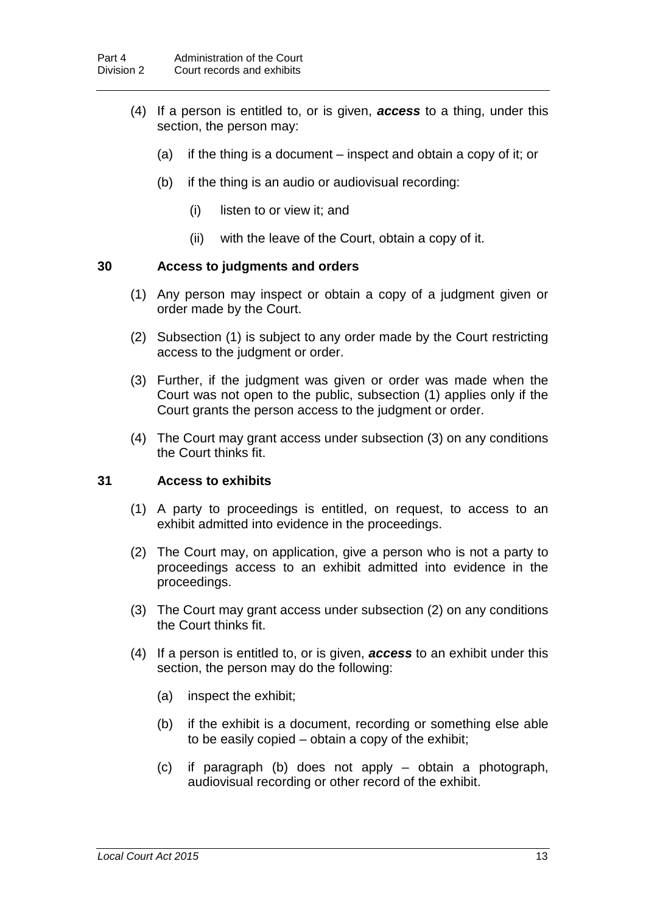(4) If a person is entitled to, or is given, ***access*** to a thing, under this section, the person may:

(a) if the thing is a document – inspect and obtain a copy of it; or

(b) if the thing is an audio or audiovisual recording:

(i) listen to or view it; and

(ii) with the leave of the Court, obtain a copy of it.

### 30 Access to judgments and orders

(1) Any person may inspect or obtain a copy of a judgment given or order made by the Court.

(2) Subsection (1) is subject to any order made by the Court restricting access to the judgment or order.

(3) Further, if the judgment was given or order was made when the Court was not open to the public, subsection (1) applies only if the Court grants the person access to the judgment or order.

(4) The Court may grant access under subsection (3) on any conditions the Court thinks fit.

### 31 Access to exhibits

(1) A party to proceedings is entitled, on request, to access to an exhibit admitted into evidence in the proceedings.

(2) The Court may, on application, give a person who is not a party to proceedings access to an exhibit admitted into evidence in the proceedings.

(3) The Court may grant access under subsection (2) on any conditions the Court thinks fit.

(4) If a person is entitled to, or is given, ***access*** to an exhibit under this section, the person may do the following:

(a) inspect the exhibit;

(b) if the exhibit is a document, recording or something else able to be easily copied – obtain a copy of the exhibit;

(c) if paragraph (b) does not apply – obtain a photograph, audiovisual recording or other record of the exhibit.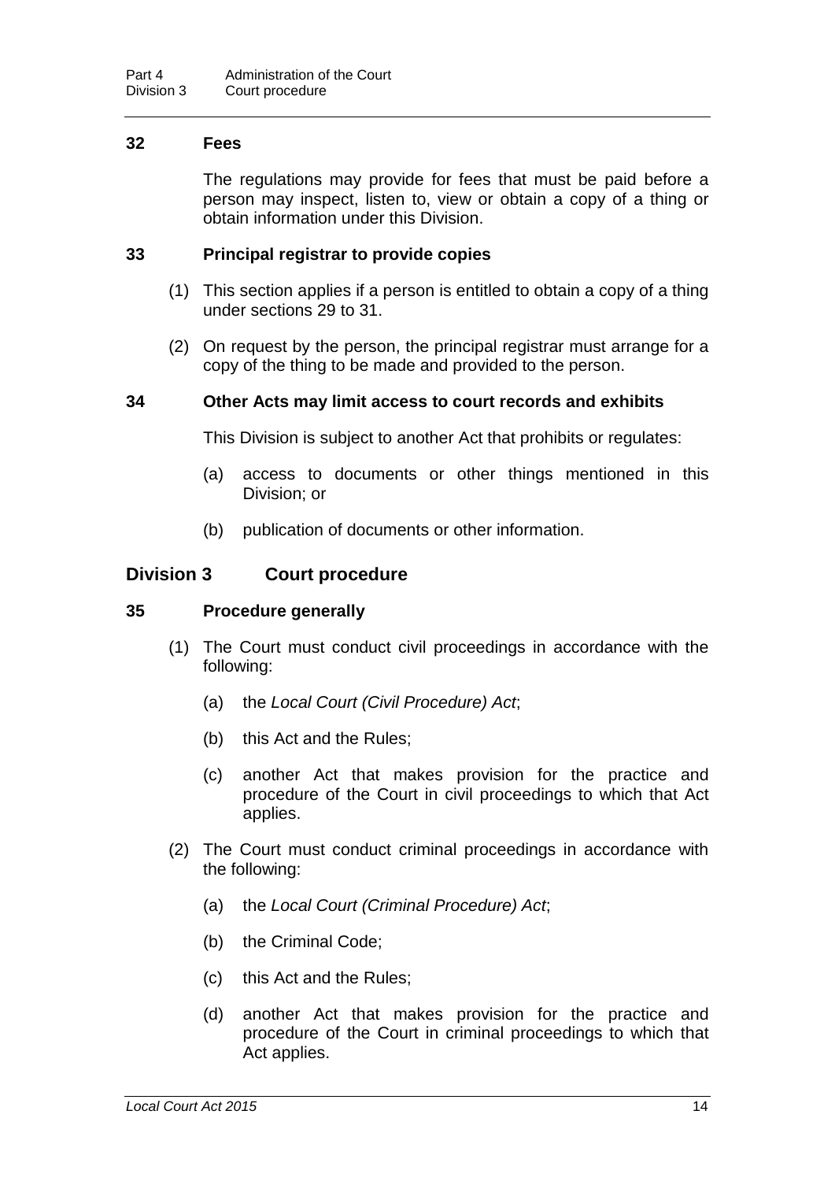### 32 Fees

The regulations may provide for fees that must be paid before a person may inspect, listen to, view or obtain a copy of a thing or obtain information under this Division.

### 33 Principal registrar to provide copies

(1) This section applies if a person is entitled to obtain a copy of a thing under sections 29 to 31.

(2) On request by the person, the principal registrar must arrange for a copy of the thing to be made and provided to the person.

### 34 Other Acts may limit access to court records and exhibits

This Division is subject to another Act that prohibits or regulates:

(a) access to documents or other things mentioned in this Division; or

(b) publication of documents or other information.

## Division 3 Court procedure

### 35 Procedure generally

(1) The Court must conduct civil proceedings in accordance with the following:

(a) the *Local Court (Civil Procedure) Act*;

(b) this Act and the Rules;

(c) another Act that makes provision for the practice and procedure of the Court in civil proceedings to which that Act applies.

(2) The Court must conduct criminal proceedings in accordance with the following:

(a) the *Local Court (Criminal Procedure) Act*;

(b) the Criminal Code;

(c) this Act and the Rules;

(d) another Act that makes provision for the practice and procedure of the Court in criminal proceedings to which that Act applies.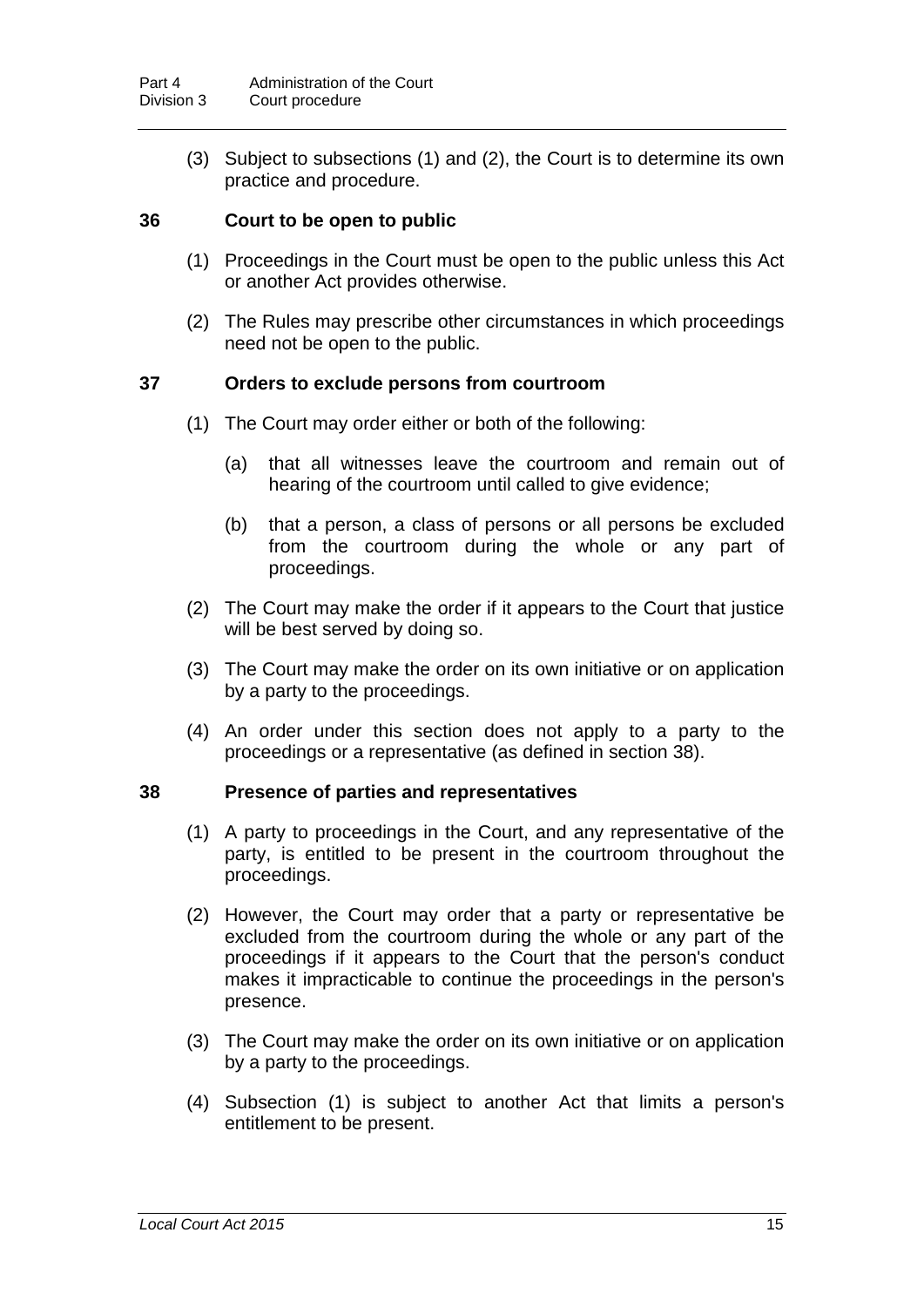(3) Subject to subsections (1) and (2), the Court is to determine its own practice and procedure.

### 36 Court to be open to public

(1) Proceedings in the Court must be open to the public unless this Act or another Act provides otherwise.

(2) The Rules may prescribe other circumstances in which proceedings need not be open to the public.

### 37 Orders to exclude persons from courtroom

(1) The Court may order either or both of the following:

(a) that all witnesses leave the courtroom and remain out of hearing of the courtroom until called to give evidence;

(b) that a person, a class of persons or all persons be excluded from the courtroom during the whole or any part of proceedings.

(2) The Court may make the order if it appears to the Court that justice will be best served by doing so.

(3) The Court may make the order on its own initiative or on application by a party to the proceedings.

(4) An order under this section does not apply to a party to the proceedings or a representative (as defined in section 38).

### 38 Presence of parties and representatives

(1) A party to proceedings in the Court, and any representative of the party, is entitled to be present in the courtroom throughout the proceedings.

(2) However, the Court may order that a party or representative be excluded from the courtroom during the whole or any part of the proceedings if it appears to the Court that the person's conduct makes it impracticable to continue the proceedings in the person's presence.

(3) The Court may make the order on its own initiative or on application by a party to the proceedings.

(4) Subsection (1) is subject to another Act that limits a person's entitlement to be present.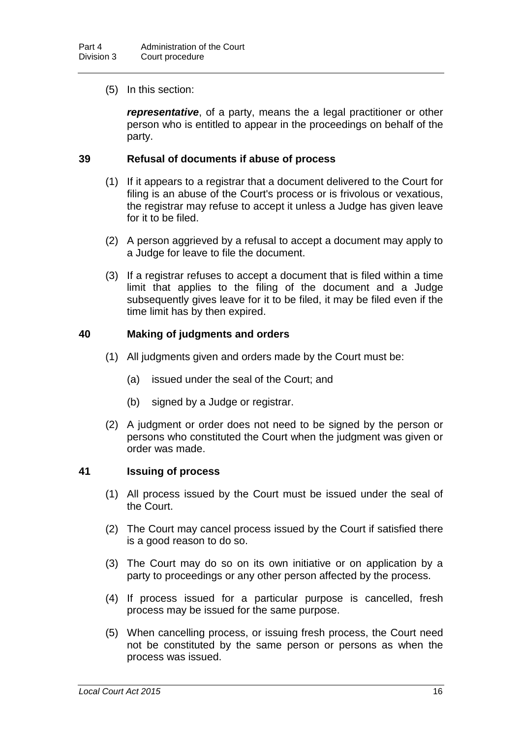(5) In this section:

***representative***, of a party, means the a legal practitioner or other person who is entitled to appear in the proceedings on behalf of the party.

### 39 Refusal of documents if abuse of process

(1) If it appears to a registrar that a document delivered to the Court for filing is an abuse of the Court's process or is frivolous or vexatious, the registrar may refuse to accept it unless a Judge has given leave for it to be filed.

(2) A person aggrieved by a refusal to accept a document may apply to a Judge for leave to file the document.

(3) If a registrar refuses to accept a document that is filed within a time limit that applies to the filing of the document and a Judge subsequently gives leave for it to be filed, it may be filed even if the time limit has by then expired.

### 40 Making of judgments and orders

(1) All judgments given and orders made by the Court must be:

(a) issued under the seal of the Court; and

(b) signed by a Judge or registrar.

(2) A judgment or order does not need to be signed by the person or persons who constituted the Court when the judgment was given or order was made.

### 41 Issuing of process

(1) All process issued by the Court must be issued under the seal of the Court.

(2) The Court may cancel process issued by the Court if satisfied there is a good reason to do so.

(3) The Court may do so on its own initiative or on application by a party to proceedings or any other person affected by the process.

(4) If process issued for a particular purpose is cancelled, fresh process may be issued for the same purpose.

(5) When cancelling process, or issuing fresh process, the Court need not be constituted by the same person or persons as when the process was issued.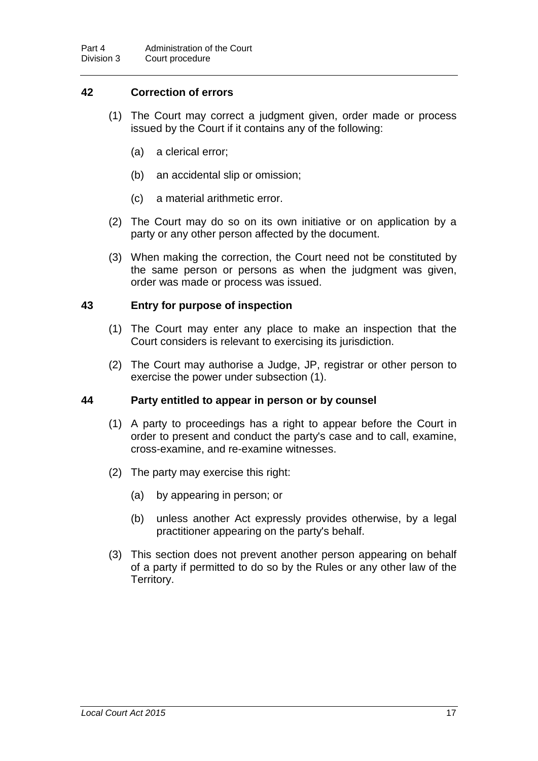### 42 Correction of errors

(1) The Court may correct a judgment given, order made or process issued by the Court if it contains any of the following:

(a) a clerical error;

(b) an accidental slip or omission;

(c) a material arithmetic error.

(2) The Court may do so on its own initiative or on application by a party or any other person affected by the document.

(3) When making the correction, the Court need not be constituted by the same person or persons as when the judgment was given, order was made or process was issued.

### 43 Entry for purpose of inspection

(1) The Court may enter any place to make an inspection that the Court considers is relevant to exercising its jurisdiction.

(2) The Court may authorise a Judge, JP, registrar or other person to exercise the power under subsection (1).

### 44 Party entitled to appear in person or by counsel

(1) A party to proceedings has a right to appear before the Court in order to present and conduct the party's case and to call, examine, cross-examine, and re-examine witnesses.

(2) The party may exercise this right:

(a) by appearing in person; or

(b) unless another Act expressly provides otherwise, by a legal practitioner appearing on the party's behalf.

(3) This section does not prevent another person appearing on behalf of a party if permitted to do so by the Rules or any other law of the Territory.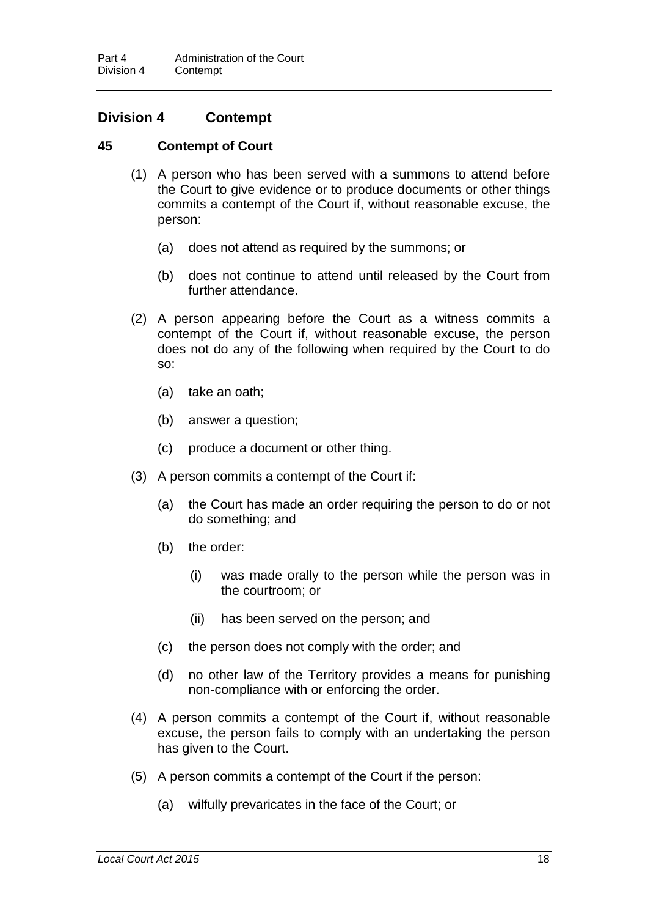## Division 4 Contempt

### 45 Contempt of Court

(1) A person who has been served with a summons to attend before the Court to give evidence or to produce documents or other things commits a contempt of the Court if, without reasonable excuse, the person:

(a) does not attend as required by the summons; or

(b) does not continue to attend until released by the Court from further attendance.

(2) A person appearing before the Court as a witness commits a contempt of the Court if, without reasonable excuse, the person does not do any of the following when required by the Court to do so:

(a) take an oath;

(b) answer a question;

(c) produce a document or other thing.

(3) A person commits a contempt of the Court if:

(a) the Court has made an order requiring the person to do or not do something; and

(b) the order:

(i) was made orally to the person while the person was in the courtroom; or

(ii) has been served on the person; and

(c) the person does not comply with the order; and

(d) no other law of the Territory provides a means for punishing non-compliance with or enforcing the order.

(4) A person commits a contempt of the Court if, without reasonable excuse, the person fails to comply with an undertaking the person has given to the Court.

(5) A person commits a contempt of the Court if the person:

(a) wilfully prevaricates in the face of the Court; or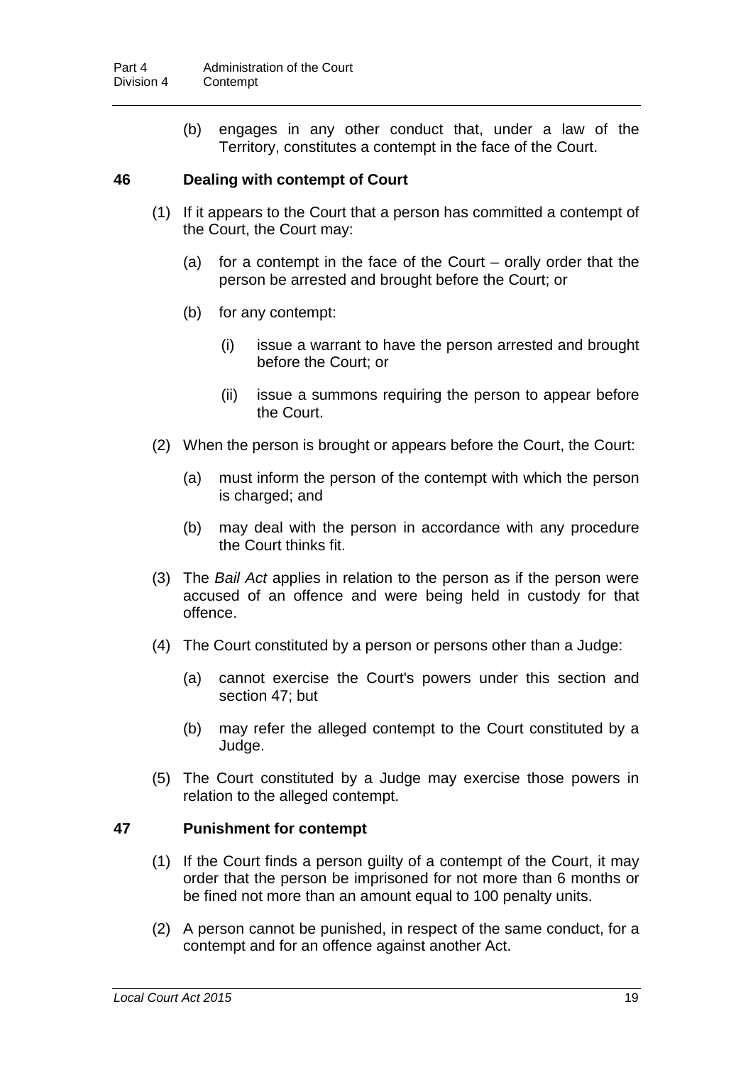(b) engages in any other conduct that, under a law of the Territory, constitutes a contempt in the face of the Court.

### 46 Dealing with contempt of Court

(1) If it appears to the Court that a person has committed a contempt of the Court, the Court may:

(a) for a contempt in the face of the Court – orally order that the person be arrested and brought before the Court; or

(b) for any contempt:

(i) issue a warrant to have the person arrested and brought before the Court; or

(ii) issue a summons requiring the person to appear before the Court.

(2) When the person is brought or appears before the Court, the Court:

(a) must inform the person of the contempt with which the person is charged; and

(b) may deal with the person in accordance with any procedure the Court thinks fit.

(3) The *Bail Act* applies in relation to the person as if the person were accused of an offence and were being held in custody for that offence.

(4) The Court constituted by a person or persons other than a Judge:

(a) cannot exercise the Court's powers under this section and section 47; but

(b) may refer the alleged contempt to the Court constituted by a Judge.

(5) The Court constituted by a Judge may exercise those powers in relation to the alleged contempt.

### 47 Punishment for contempt

(1) If the Court finds a person guilty of a contempt of the Court, it may order that the person be imprisoned for not more than 6 months or be fined not more than an amount equal to 100 penalty units.

(2) A person cannot be punished, in respect of the same conduct, for a contempt and for an offence against another Act.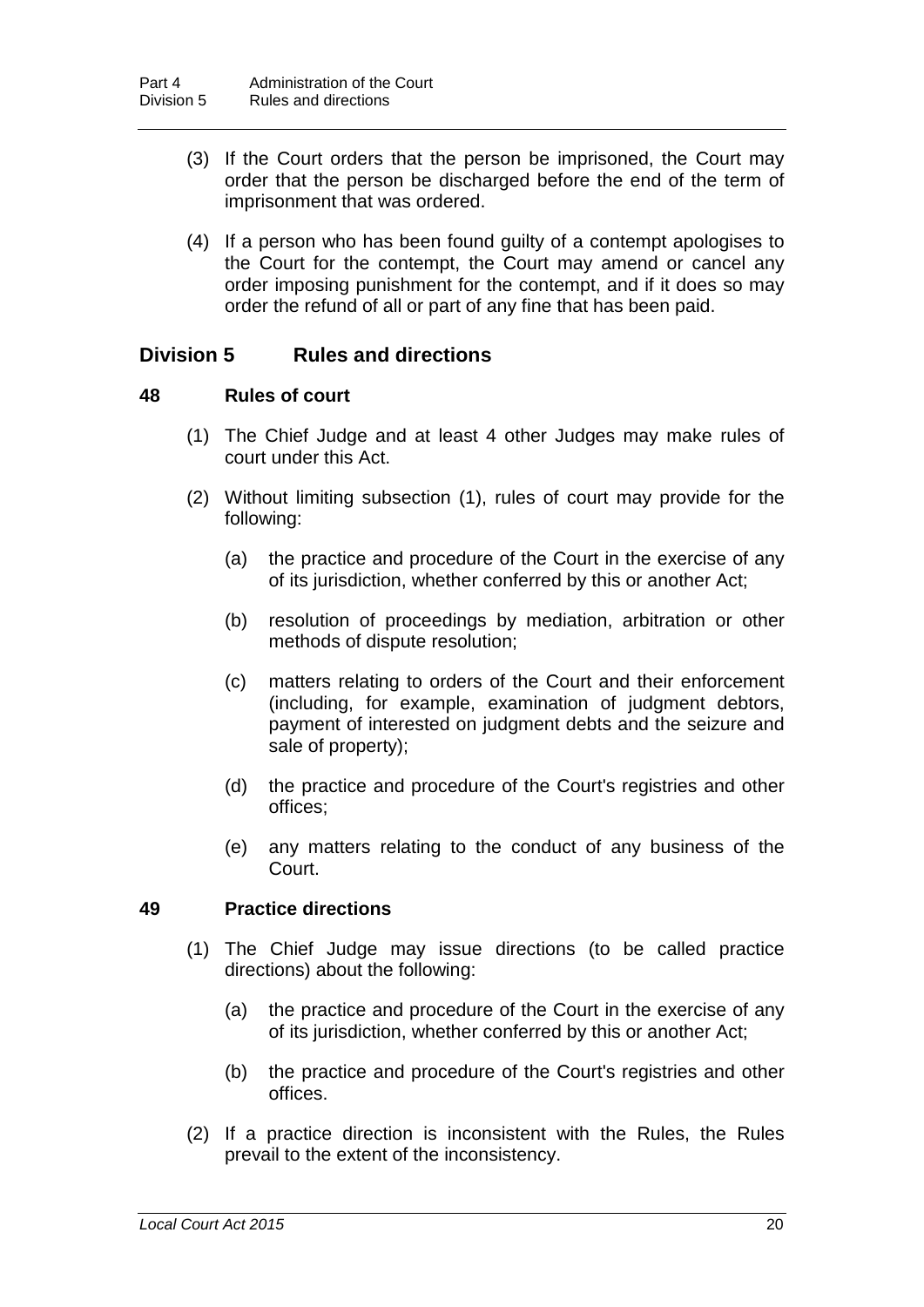(3) If the Court orders that the person be imprisoned, the Court may order that the person be discharged before the end of the term of imprisonment that was ordered.

(4) If a person who has been found guilty of a contempt apologises to the Court for the contempt, the Court may amend or cancel any order imposing punishment for the contempt, and if it does so may order the refund of all or part of any fine that has been paid.

## Division 5 Rules and directions

### 48 Rules of court

(1) The Chief Judge and at least 4 other Judges may make rules of court under this Act.

(2) Without limiting subsection (1), rules of court may provide for the following:

(a) the practice and procedure of the Court in the exercise of any of its jurisdiction, whether conferred by this or another Act;

(b) resolution of proceedings by mediation, arbitration or other methods of dispute resolution;

(c) matters relating to orders of the Court and their enforcement (including, for example, examination of judgment debtors, payment of interested on judgment debts and the seizure and sale of property);

(d) the practice and procedure of the Court's registries and other offices;

(e) any matters relating to the conduct of any business of the Court.

### 49 Practice directions

(1) The Chief Judge may issue directions (to be called practice directions) about the following:

(a) the practice and procedure of the Court in the exercise of any of its jurisdiction, whether conferred by this or another Act;

(b) the practice and procedure of the Court's registries and other offices.

(2) If a practice direction is inconsistent with the Rules, the Rules prevail to the extent of the inconsistency.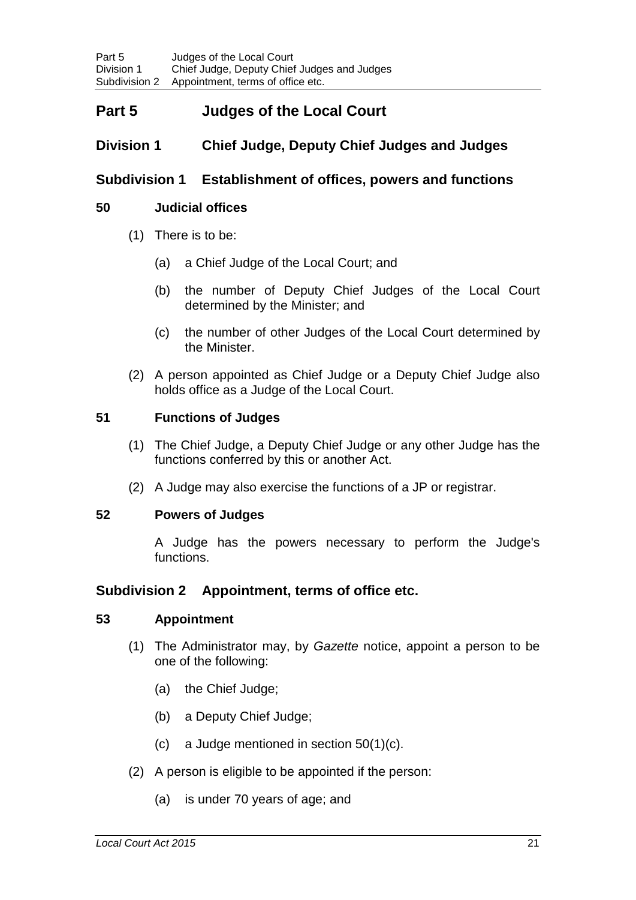# Part 5 Judges of the Local Court

## Division 1 Chief Judge, Deputy Chief Judges and Judges

### Subdivision 1 Establishment of offices, powers and functions

#### 50 Judicial offices

(1) There is to be:

(a) a Chief Judge of the Local Court; and

(b) the number of Deputy Chief Judges of the Local Court determined by the Minister; and

(c) the number of other Judges of the Local Court determined by the Minister.

(2) A person appointed as Chief Judge or a Deputy Chief Judge also holds office as a Judge of the Local Court.

#### 51 Functions of Judges

(1) The Chief Judge, a Deputy Chief Judge or any other Judge has the functions conferred by this or another Act.

(2) A Judge may also exercise the functions of a JP or registrar.

#### 52 Powers of Judges

A Judge has the powers necessary to perform the Judge's functions.

### Subdivision 2 Appointment, terms of office etc.

#### 53 Appointment

(1) The Administrator may, by *Gazette* notice, appoint a person to be one of the following:

(a) the Chief Judge;

(b) a Deputy Chief Judge;

(c) a Judge mentioned in section 50(1)(c).

(2) A person is eligible to be appointed if the person:

(a) is under 70 years of age; and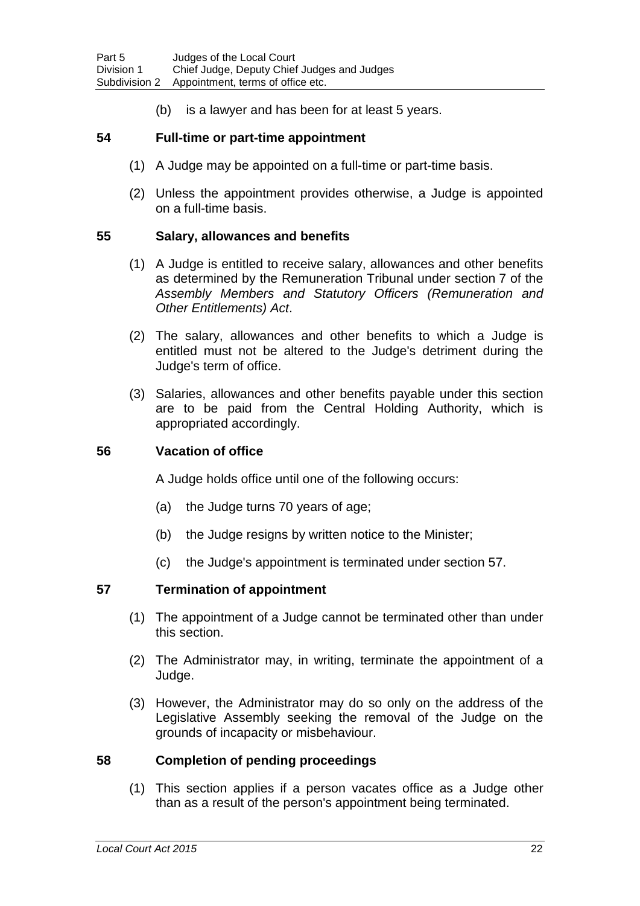(b) is a lawyer and has been for at least 5 years.

### 54 Full-time or part-time appointment

(1) A Judge may be appointed on a full-time or part-time basis.

(2) Unless the appointment provides otherwise, a Judge is appointed on a full-time basis.

### 55 Salary, allowances and benefits

(1) A Judge is entitled to receive salary, allowances and other benefits as determined by the Remuneration Tribunal under section 7 of the *Assembly Members and Statutory Officers (Remuneration and Other Entitlements) Act*.

(2) The salary, allowances and other benefits to which a Judge is entitled must not be altered to the Judge's detriment during the Judge's term of office.

(3) Salaries, allowances and other benefits payable under this section are to be paid from the Central Holding Authority, which is appropriated accordingly.

### 56 Vacation of office

A Judge holds office until one of the following occurs:

(a) the Judge turns 70 years of age;

(b) the Judge resigns by written notice to the Minister;

(c) the Judge's appointment is terminated under section 57.

### 57 Termination of appointment

(1) The appointment of a Judge cannot be terminated other than under this section.

(2) The Administrator may, in writing, terminate the appointment of a Judge.

(3) However, the Administrator may do so only on the address of the Legislative Assembly seeking the removal of the Judge on the grounds of incapacity or misbehaviour.

### 58 Completion of pending proceedings

(1) This section applies if a person vacates office as a Judge other than as a result of the person's appointment being terminated.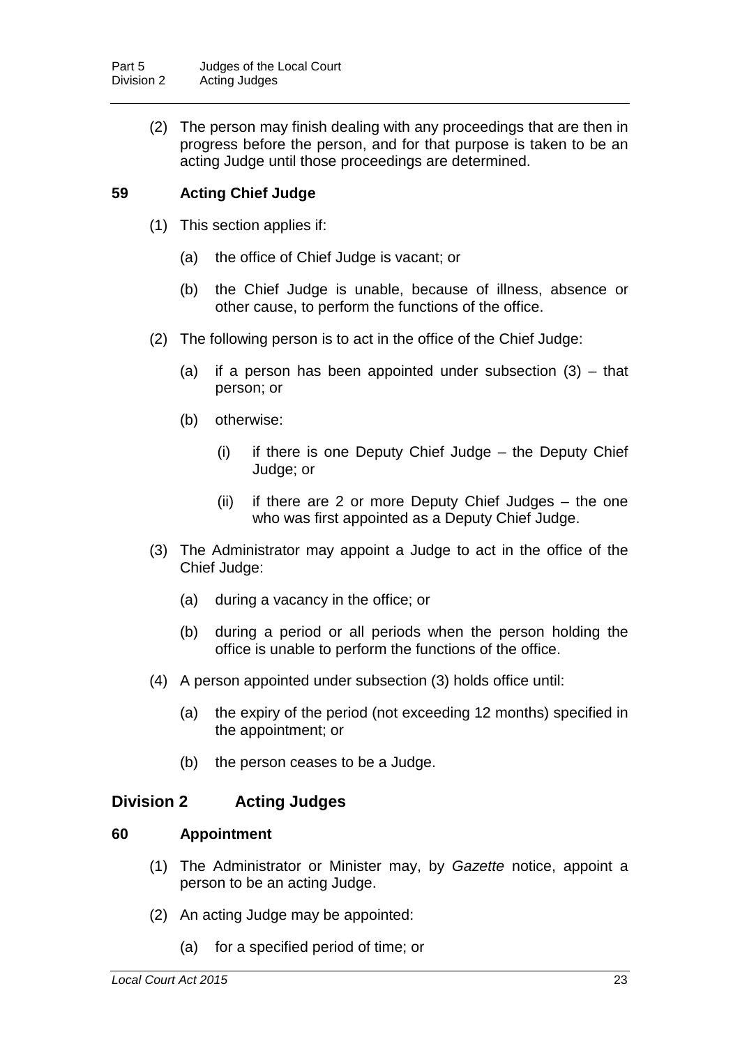(2) The person may finish dealing with any proceedings that are then in progress before the person, and for that purpose is taken to be an acting Judge until those proceedings are determined.

### 59 Acting Chief Judge

(1) This section applies if:

(a) the office of Chief Judge is vacant; or

(b) the Chief Judge is unable, because of illness, absence or other cause, to perform the functions of the office.

(2) The following person is to act in the office of the Chief Judge:

(a) if a person has been appointed under subsection (3) – that person; or

(b) otherwise:

(i) if there is one Deputy Chief Judge – the Deputy Chief Judge; or

(ii) if there are 2 or more Deputy Chief Judges – the one who was first appointed as a Deputy Chief Judge.

(3) The Administrator may appoint a Judge to act in the office of the Chief Judge:

(a) during a vacancy in the office; or

(b) during a period or all periods when the person holding the office is unable to perform the functions of the office.

(4) A person appointed under subsection (3) holds office until:

(a) the expiry of the period (not exceeding 12 months) specified in the appointment; or

(b) the person ceases to be a Judge.

## Division 2 Acting Judges

### 60 Appointment

(1) The Administrator or Minister may, by *Gazette* notice, appoint a person to be an acting Judge.

(2) An acting Judge may be appointed:

(a) for a specified period of time; or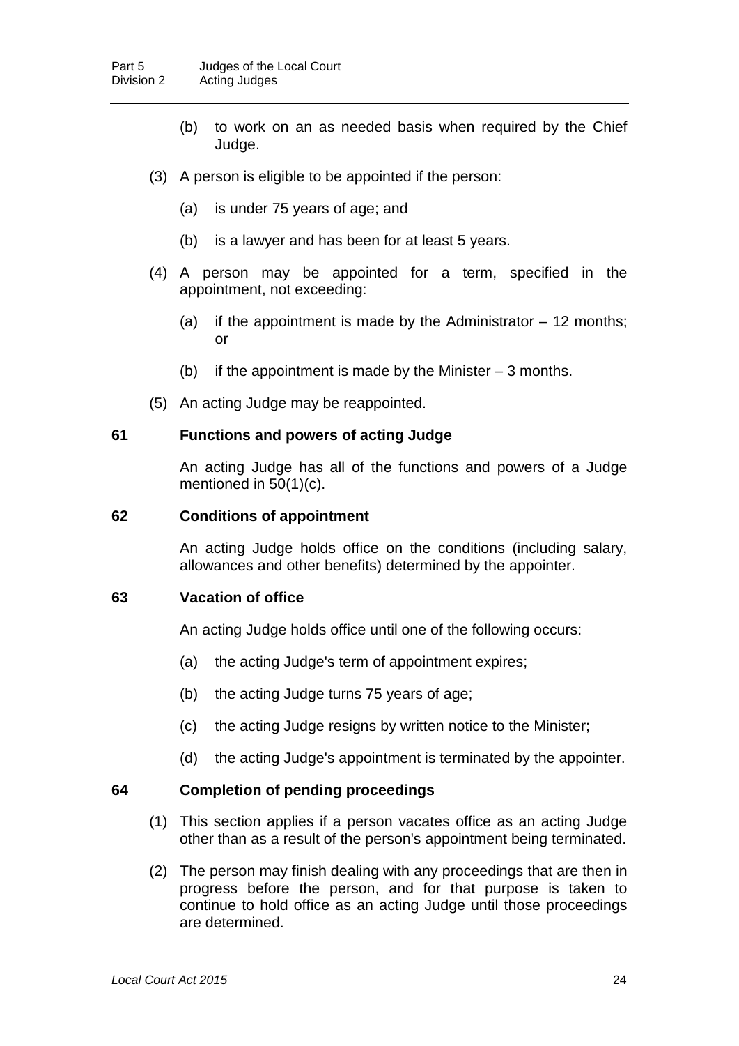(b) to work on an as needed basis when required by the Chief Judge.

(3) A person is eligible to be appointed if the person:

(a) is under 75 years of age; and

(b) is a lawyer and has been for at least 5 years.

(4) A person may be appointed for a term, specified in the appointment, not exceeding:

(a) if the appointment is made by the Administrator – 12 months; or

(b) if the appointment is made by the Minister – 3 months.

(5) An acting Judge may be reappointed.

### 61 Functions and powers of acting Judge

An acting Judge has all of the functions and powers of a Judge mentioned in 50(1)(c).

### 62 Conditions of appointment

An acting Judge holds office on the conditions (including salary, allowances and other benefits) determined by the appointer.

### 63 Vacation of office

An acting Judge holds office until one of the following occurs:

(a) the acting Judge's term of appointment expires;

(b) the acting Judge turns 75 years of age;

(c) the acting Judge resigns by written notice to the Minister;

(d) the acting Judge's appointment is terminated by the appointer.

### 64 Completion of pending proceedings

(1) This section applies if a person vacates office as an acting Judge other than as a result of the person's appointment being terminated.

(2) The person may finish dealing with any proceedings that are then in progress before the person, and for that purpose is taken to continue to hold office as an acting Judge until those proceedings are determined.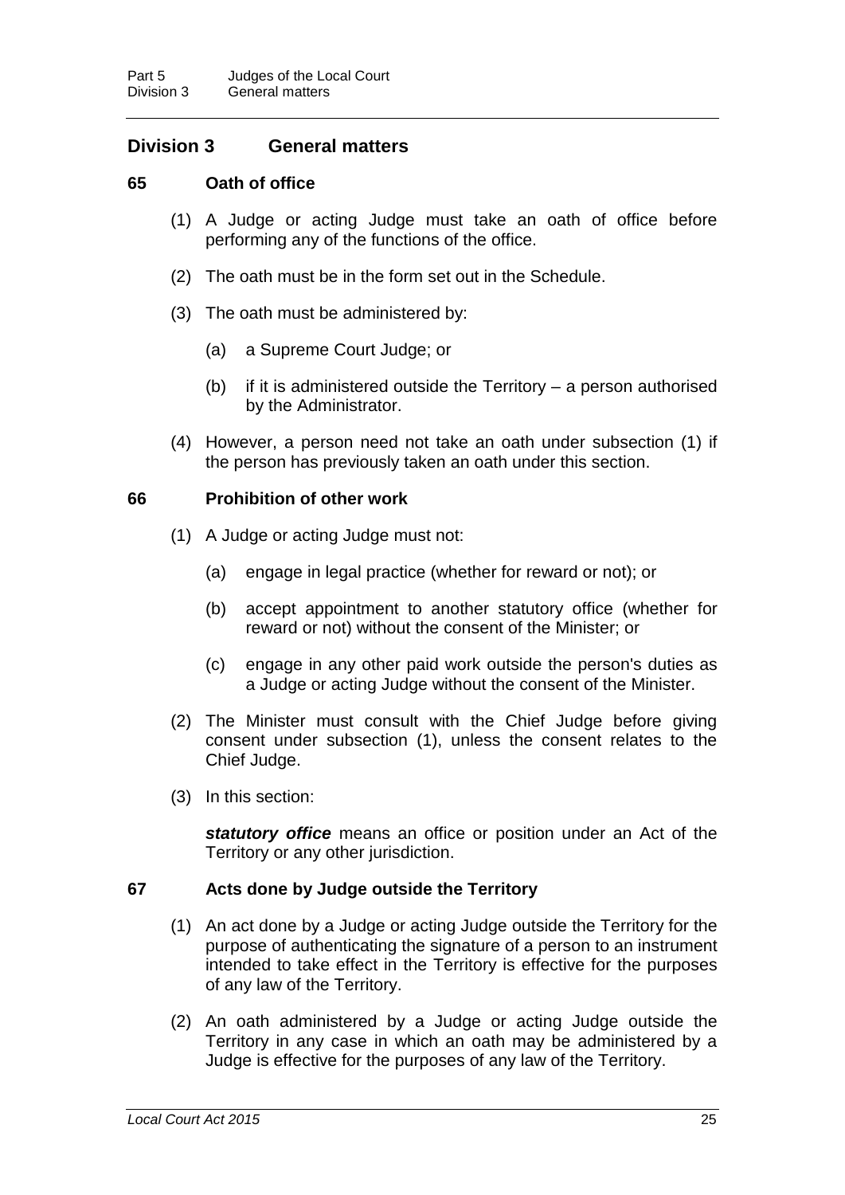## Division 3 General matters

### 65 Oath of office

(1) A Judge or acting Judge must take an oath of office before performing any of the functions of the office.

(2) The oath must be in the form set out in the Schedule.

(3) The oath must be administered by:

(a) a Supreme Court Judge; or

(b) if it is administered outside the Territory – a person authorised by the Administrator.

(4) However, a person need not take an oath under subsection (1) if the person has previously taken an oath under this section.

### 66 Prohibition of other work

(1) A Judge or acting Judge must not:

(a) engage in legal practice (whether for reward or not); or

(b) accept appointment to another statutory office (whether for reward or not) without the consent of the Minister; or

(c) engage in any other paid work outside the person's duties as a Judge or acting Judge without the consent of the Minister.

(2) The Minister must consult with the Chief Judge before giving consent under subsection (1), unless the consent relates to the Chief Judge.

(3) In this section:

***statutory office*** means an office or position under an Act of the Territory or any other jurisdiction.

### 67 Acts done by Judge outside the Territory

(1) An act done by a Judge or acting Judge outside the Territory for the purpose of authenticating the signature of a person to an instrument intended to take effect in the Territory is effective for the purposes of any law of the Territory.

(2) An oath administered by a Judge or acting Judge outside the Territory in any case in which an oath may be administered by a Judge is effective for the purposes of any law of the Territory.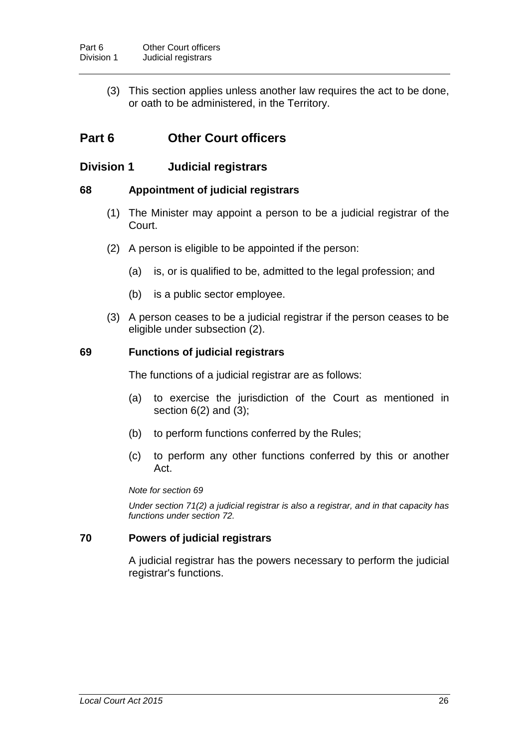(3) This section applies unless another law requires the act to be done, or oath to be administered, in the Territory.

# Part 6 Other Court officers

## Division 1 Judicial registrars

### 68 Appointment of judicial registrars

(1) The Minister may appoint a person to be a judicial registrar of the Court.

(2) A person is eligible to be appointed if the person:

(a) is, or is qualified to be, admitted to the legal profession; and

(b) is a public sector employee.

(3) A person ceases to be a judicial registrar if the person ceases to be eligible under subsection (2).

### 69 Functions of judicial registrars

The functions of a judicial registrar are as follows:

(a) to exercise the jurisdiction of the Court as mentioned in section 6(2) and (3);

(b) to perform functions conferred by the Rules;

(c) to perform any other functions conferred by this or another Act.

*Note for section 69*

*Under section 71(2) a judicial registrar is also a registrar, and in that capacity has functions under section 72.*

### 70 Powers of judicial registrars

A judicial registrar has the powers necessary to perform the judicial registrar's functions.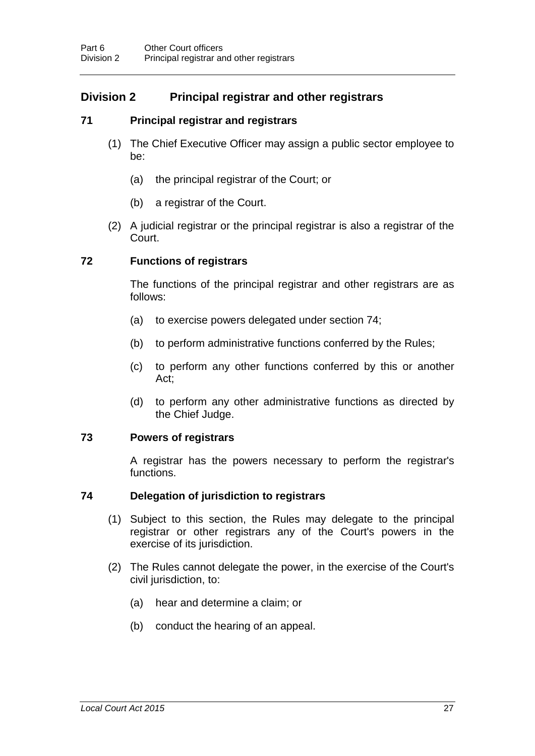## Division 2 Principal registrar and other registrars

### 71 Principal registrar and registrars

(1) The Chief Executive Officer may assign a public sector employee to be:

(a) the principal registrar of the Court; or

(b) a registrar of the Court.

(2) A judicial registrar or the principal registrar is also a registrar of the Court.

### 72 Functions of registrars

The functions of the principal registrar and other registrars are as follows:

(a) to exercise powers delegated under section 74;

(b) to perform administrative functions conferred by the Rules;

(c) to perform any other functions conferred by this or another Act;

(d) to perform any other administrative functions as directed by the Chief Judge.

### 73 Powers of registrars

A registrar has the powers necessary to perform the registrar's functions.

### 74 Delegation of jurisdiction to registrars

(1) Subject to this section, the Rules may delegate to the principal registrar or other registrars any of the Court's powers in the exercise of its jurisdiction.

(2) The Rules cannot delegate the power, in the exercise of the Court's civil jurisdiction, to:

(a) hear and determine a claim; or

(b) conduct the hearing of an appeal.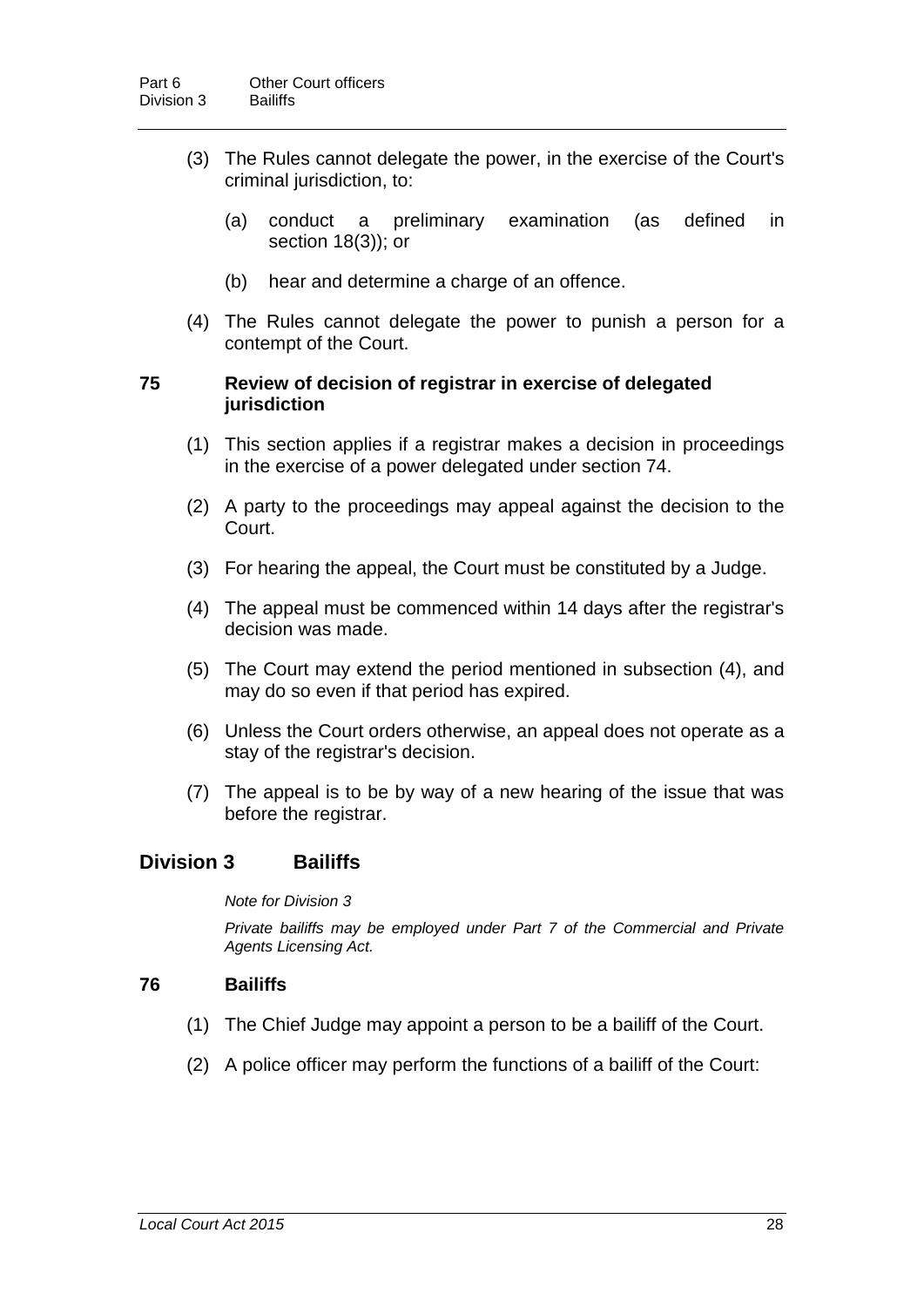(3) The Rules cannot delegate the power, in the exercise of the Court's criminal jurisdiction, to:

(a) conduct a preliminary examination (as defined in section 18(3)); or

(b) hear and determine a charge of an offence.

(4) The Rules cannot delegate the power to punish a person for a contempt of the Court.

### 75 Review of decision of registrar in exercise of delegated jurisdiction

(1) This section applies if a registrar makes a decision in proceedings in the exercise of a power delegated under section 74.

(2) A party to the proceedings may appeal against the decision to the Court.

(3) For hearing the appeal, the Court must be constituted by a Judge.

(4) The appeal must be commenced within 14 days after the registrar's decision was made.

(5) The Court may extend the period mentioned in subsection (4), and may do so even if that period has expired.

(6) Unless the Court orders otherwise, an appeal does not operate as a stay of the registrar's decision.

(7) The appeal is to be by way of a new hearing of the issue that was before the registrar.

## Division 3 Bailiffs

*Note for Division 3*

*Private bailiffs may be employed under Part 7 of the Commercial and Private Agents Licensing Act.*

### 76 Bailiffs

(1) The Chief Judge may appoint a person to be a bailiff of the Court.

(2) A police officer may perform the functions of a bailiff of the Court: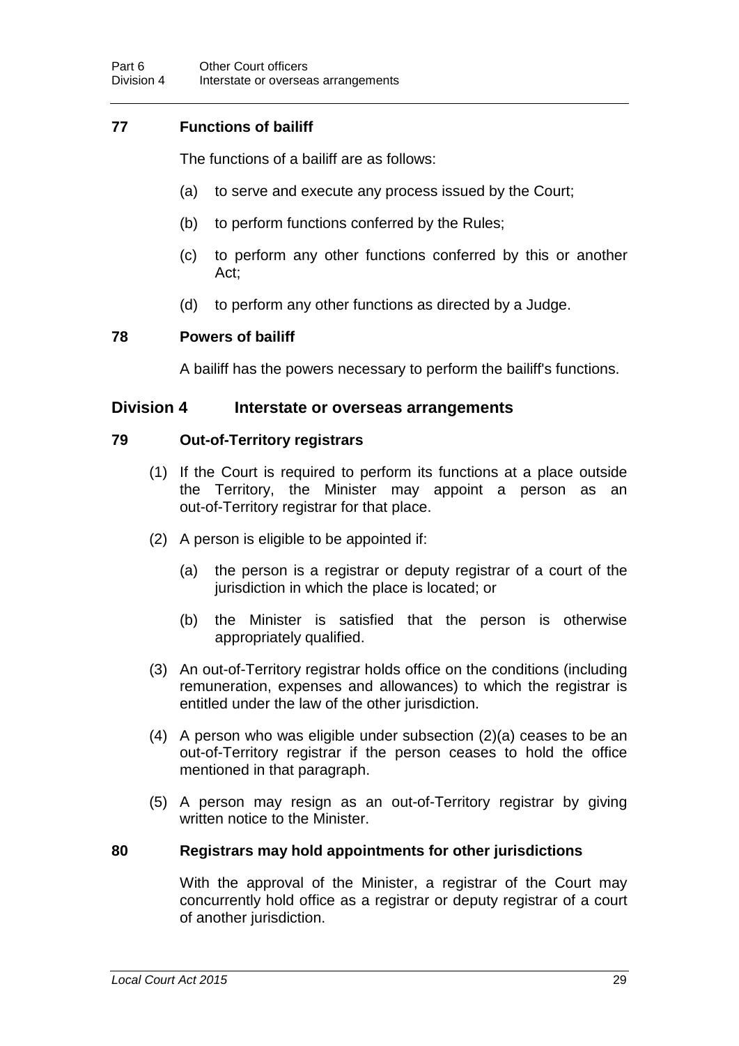### 77 Functions of bailiff

The functions of a bailiff are as follows:

(a) to serve and execute any process issued by the Court;

(b) to perform functions conferred by the Rules;

(c) to perform any other functions conferred by this or another Act;

(d) to perform any other functions as directed by a Judge.

### 78 Powers of bailiff

A bailiff has the powers necessary to perform the bailiff's functions.

## Division 4 Interstate or overseas arrangements

### 79 Out-of-Territory registrars

(1) If the Court is required to perform its functions at a place outside the Territory, the Minister may appoint a person as an out-of-Territory registrar for that place.

(2) A person is eligible to be appointed if:

(a) the person is a registrar or deputy registrar of a court of the jurisdiction in which the place is located; or

(b) the Minister is satisfied that the person is otherwise appropriately qualified.

(3) An out-of-Territory registrar holds office on the conditions (including remuneration, expenses and allowances) to which the registrar is entitled under the law of the other jurisdiction.

(4) A person who was eligible under subsection (2)(a) ceases to be an out-of-Territory registrar if the person ceases to hold the office mentioned in that paragraph.

(5) A person may resign as an out-of-Territory registrar by giving written notice to the Minister.

### 80 Registrars may hold appointments for other jurisdictions

With the approval of the Minister, a registrar of the Court may concurrently hold office as a registrar or deputy registrar of a court of another jurisdiction.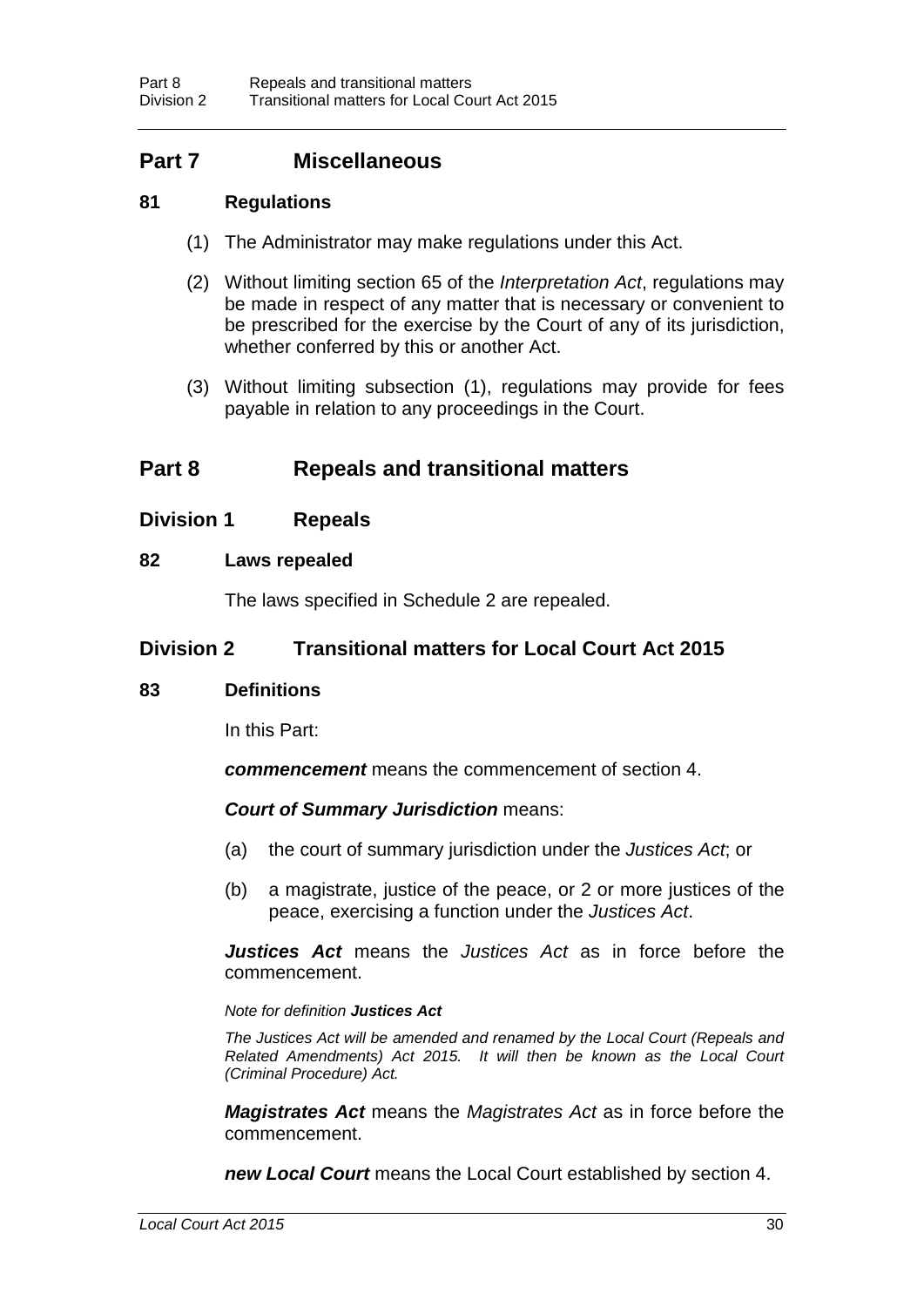# Part 7 Miscellaneous

### 81 Regulations

(1) The Administrator may make regulations under this Act.

(2) Without limiting section 65 of the *Interpretation Act*, regulations may be made in respect of any matter that is necessary or convenient to be prescribed for the exercise by the Court of any of its jurisdiction, whether conferred by this or another Act.

(3) Without limiting subsection (1), regulations may provide for fees payable in relation to any proceedings in the Court.

# Part 8 Repeals and transitional matters

## Division 1 Repeals

### 82 Laws repealed

The laws specified in Schedule 2 are repealed.

## Division 2 Transitional matters for Local Court Act 2015

### 83 Definitions

In this Part:

***commencement*** means the commencement of section 4.

***Court of Summary Jurisdiction*** means:

(a) the court of summary jurisdiction under the *Justices Act*; or

(b) a magistrate, justice of the peace, or 2 or more justices of the peace, exercising a function under the *Justices Act*.

***Justices Act*** means the *Justices Act* as in force before the commencement.

*Note for definition **Justices Act***

*The Justices Act will be amended and renamed by the Local Court (Repeals and Related Amendments) Act 2015. It will then be known as the Local Court (Criminal Procedure) Act.*

***Magistrates Act*** means the *Magistrates Act* as in force before the commencement.

***new Local Court*** means the Local Court established by section 4.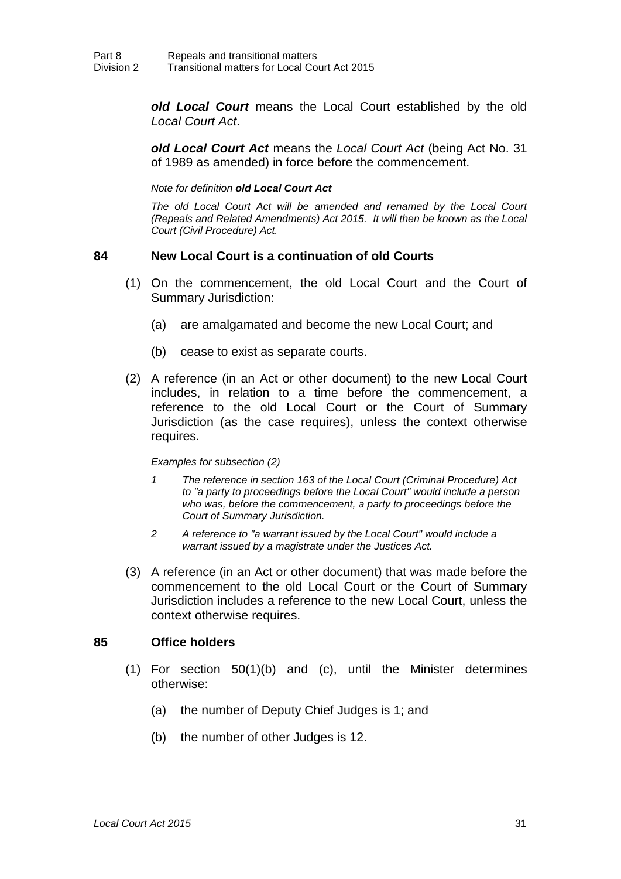***old Local Court*** means the Local Court established by the old *Local Court Act*.

***old Local Court Act*** means the *Local Court Act* (being Act No. 31 of 1989 as amended) in force before the commencement.

*Note for definition **old Local Court Act***

*The old Local Court Act will be amended and renamed by the Local Court (Repeals and Related Amendments) Act 2015. It will then be known as the Local Court (Civil Procedure) Act.*

### 84 New Local Court is a continuation of old Courts

(1) On the commencement, the old Local Court and the Court of Summary Jurisdiction:

(a) are amalgamated and become the new Local Court; and

(b) cease to exist as separate courts.

(2) A reference (in an Act or other document) to the new Local Court includes, in relation to a time before the commencement, a reference to the old Local Court or the Court of Summary Jurisdiction (as the case requires), unless the context otherwise requires.

*Examples for subsection (2)*

*1 The reference in section 163 of the Local Court (Criminal Procedure) Act to "a party to proceedings before the Local Court" would include a person who was, before the commencement, a party to proceedings before the Court of Summary Jurisdiction.*

*2 A reference to "a warrant issued by the Local Court" would include a warrant issued by a magistrate under the Justices Act.*

(3) A reference (in an Act or other document) that was made before the commencement to the old Local Court or the Court of Summary Jurisdiction includes a reference to the new Local Court, unless the context otherwise requires.

### 85 Office holders

(1) For section 50(1)(b) and (c), until the Minister determines otherwise:

(a) the number of Deputy Chief Judges is 1; and

(b) the number of other Judges is 12.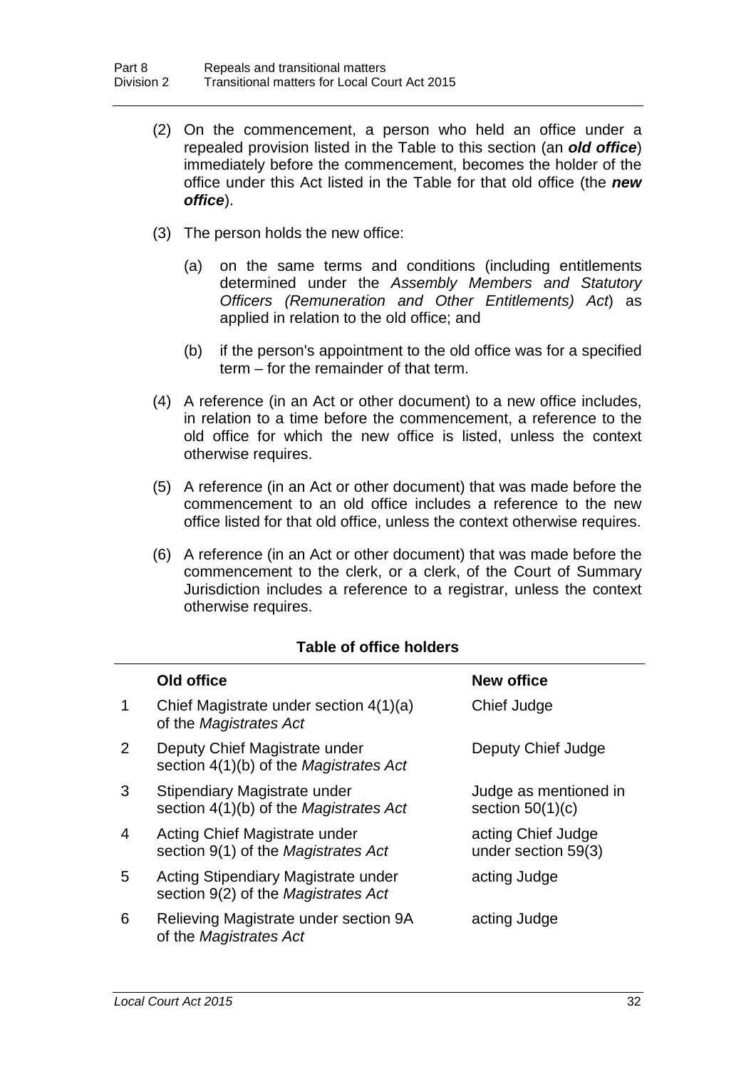(2) On the commencement, a person who held an office under a repealed provision listed in the Table to this section (an ***old office***) immediately before the commencement, becomes the holder of the office under this Act listed in the Table for that old office (the ***new office***).

(3) The person holds the new office:

(a) on the same terms and conditions (including entitlements determined under the *Assembly Members and Statutory Officers (Remuneration and Other Entitlements) Act*) as applied in relation to the old office; and

(b) if the person's appointment to the old office was for a specified term – for the remainder of that term.

(4) A reference (in an Act or other document) to a new office includes, in relation to a time before the commencement, a reference to the old office for which the new office is listed, unless the context otherwise requires.

(5) A reference (in an Act or other document) that was made before the commencement to an old office includes a reference to the new office listed for that old office, unless the context otherwise requires.

(6) A reference (in an Act or other document) that was made before the commencement to the clerk, or a clerk, of the Court of Summary Jurisdiction includes a reference to a registrar, unless the context otherwise requires.

**Table of office holders**

| | Old office | New office |
|---|---|---|
| 1 | Chief Magistrate under section 4(1)(a) of the *Magistrates Act* | Chief Judge |
| 2 | Deputy Chief Magistrate under section 4(1)(b) of the *Magistrates Act* | Deputy Chief Judge |
| 3 | Stipendiary Magistrate under section 4(1)(b) of the *Magistrates Act* | Judge as mentioned in section 50(1)(c) |
| 4 | Acting Chief Magistrate under section 9(1) of the *Magistrates Act* | acting Chief Judge under section 59(3) |
| 5 | Acting Stipendiary Magistrate under section 9(2) of the *Magistrates Act* | acting Judge |
| 6 | Relieving Magistrate under section 9A of the *Magistrates Act* | acting Judge |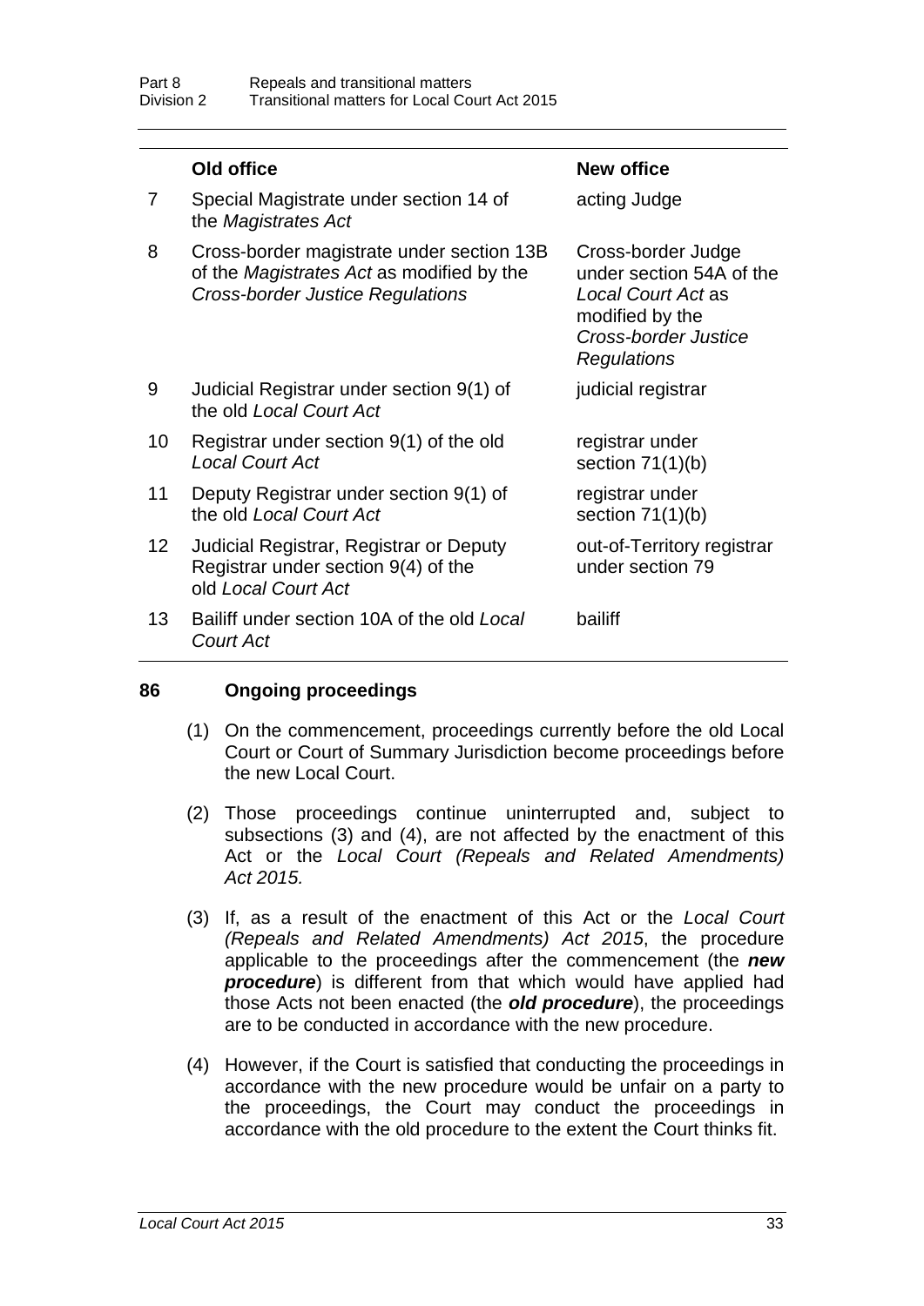| | Old office | New office |
|---|---|---|
| 7 | Special Magistrate under section 14 of the *Magistrates Act* | acting Judge |
| 8 | Cross-border magistrate under section 13B of the *Magistrates Act* as modified by the *Cross-border Justice Regulations* | Cross-border Judge under section 54A of the *Local Court Act* as modified by the *Cross-border Justice Regulations* |
| 9 | Judicial Registrar under section 9(1) of the old *Local Court Act* | judicial registrar |
| 10 | Registrar under section 9(1) of the old *Local Court Act* | registrar under section 71(1)(b) |
| 11 | Deputy Registrar under section 9(1) of the old *Local Court Act* | registrar under section 71(1)(b) |
| 12 | Judicial Registrar, Registrar or Deputy Registrar under section 9(4) of the old *Local Court Act* | out-of-Territory registrar under section 79 |
| 13 | Bailiff under section 10A of the old *Local Court Act* | bailiff |

### 86 Ongoing proceedings

(1) On the commencement, proceedings currently before the old Local Court or Court of Summary Jurisdiction become proceedings before the new Local Court.

(2) Those proceedings continue uninterrupted and, subject to subsections (3) and (4), are not affected by the enactment of this Act or the *Local Court (Repeals and Related Amendments) Act 2015.*

(3) If, as a result of the enactment of this Act or the *Local Court (Repeals and Related Amendments) Act 2015*, the procedure applicable to the proceedings after the commencement (the ***new procedure***) is different from that which would have applied had those Acts not been enacted (the ***old procedure***), the proceedings are to be conducted in accordance with the new procedure.

(4) However, if the Court is satisfied that conducting the proceedings in accordance with the new procedure would be unfair on a party to the proceedings, the Court may conduct the proceedings in accordance with the old procedure to the extent the Court thinks fit.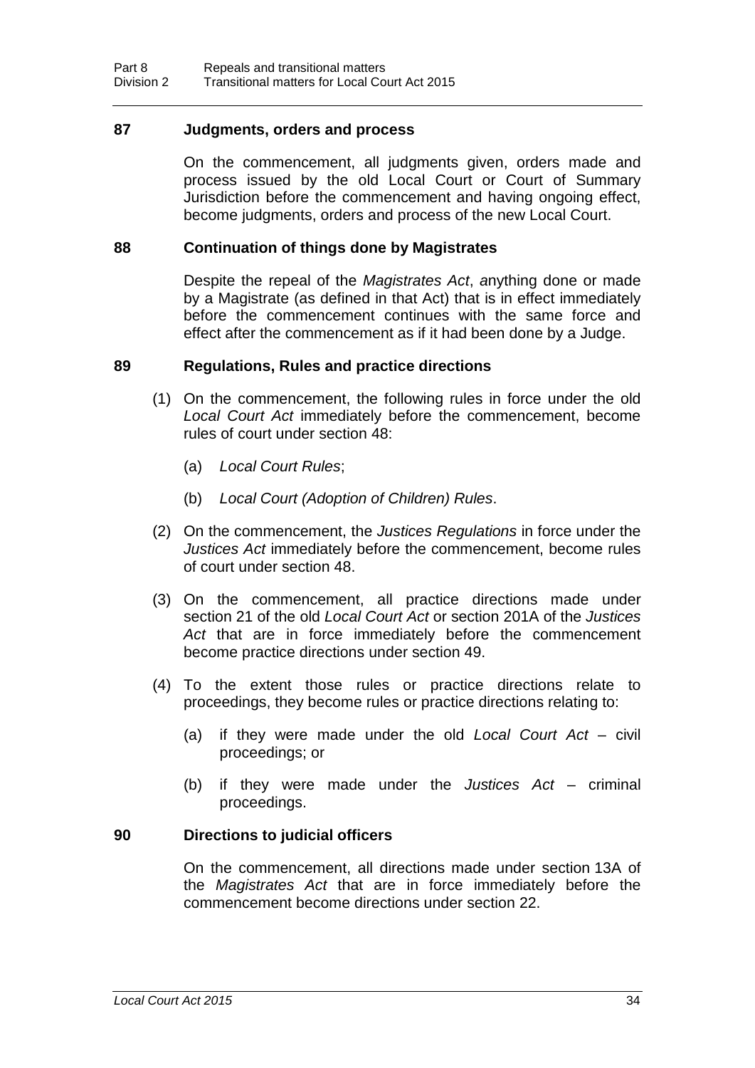### 87 Judgments, orders and process

On the commencement, all judgments given, orders made and process issued by the old Local Court or Court of Summary Jurisdiction before the commencement and having ongoing effect, become judgments, orders and process of the new Local Court.

### 88 Continuation of things done by Magistrates

Despite the repeal of the *Magistrates Act*, anything done or made by a Magistrate (as defined in that Act) that is in effect immediately before the commencement continues with the same force and effect after the commencement as if it had been done by a Judge.

### 89 Regulations, Rules and practice directions

(1) On the commencement, the following rules in force under the old *Local Court Act* immediately before the commencement, become rules of court under section 48:

(a) *Local Court Rules*;

(b) *Local Court (Adoption of Children) Rules*.

(2) On the commencement, the *Justices Regulations* in force under the *Justices Act* immediately before the commencement, become rules of court under section 48.

(3) On the commencement, all practice directions made under section 21 of the old *Local Court Act* or section 201A of the *Justices Act* that are in force immediately before the commencement become practice directions under section 49.

(4) To the extent those rules or practice directions relate to proceedings, they become rules or practice directions relating to:

(a) if they were made under the old *Local Court Act* – civil proceedings; or

(b) if they were made under the *Justices Act* – criminal proceedings.

### 90 Directions to judicial officers

On the commencement, all directions made under section 13A of the *Magistrates Act* that are in force immediately before the commencement become directions under section 22.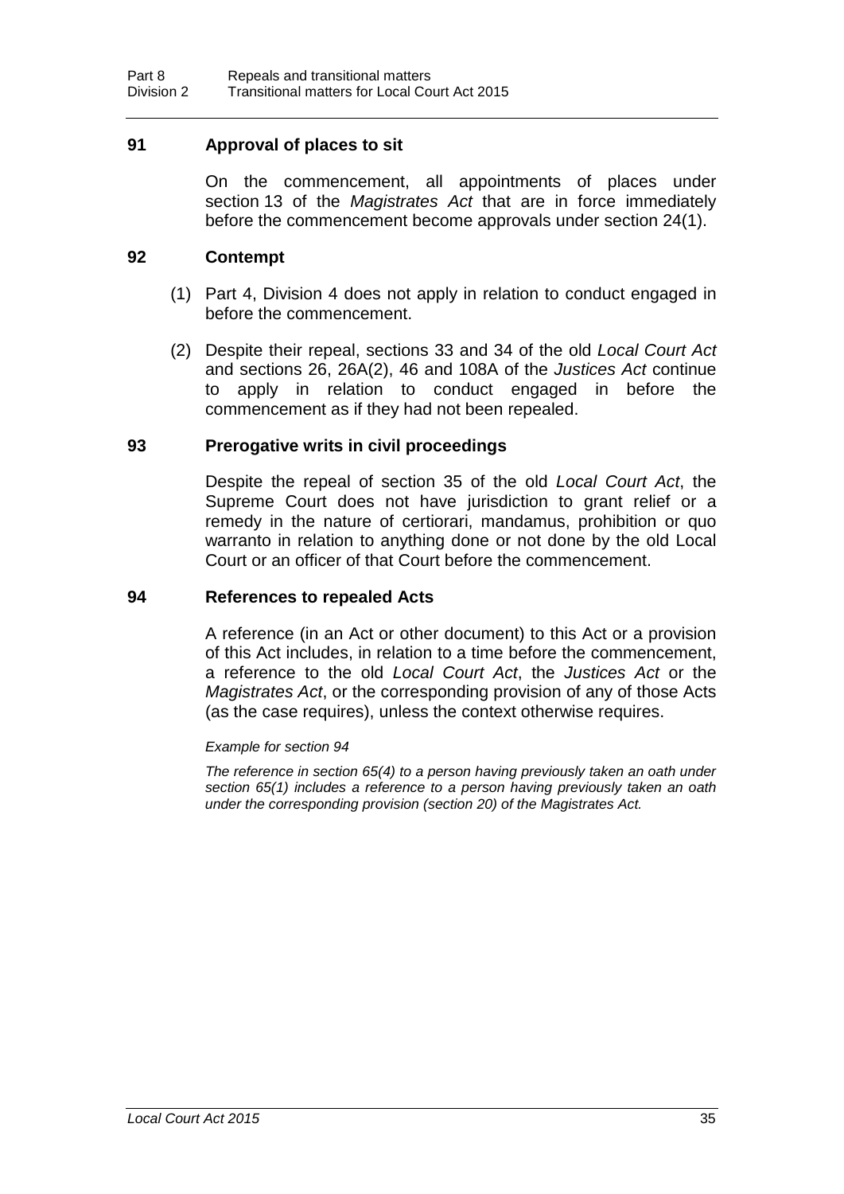### 91 Approval of places to sit

On the commencement, all appointments of places under section 13 of the *Magistrates Act* that are in force immediately before the commencement become approvals under section 24(1).

### 92 Contempt

(1) Part 4, Division 4 does not apply in relation to conduct engaged in before the commencement.

(2) Despite their repeal, sections 33 and 34 of the old *Local Court Act* and sections 26, 26A(2), 46 and 108A of the *Justices Act* continue to apply in relation to conduct engaged in before the commencement as if they had not been repealed.

### 93 Prerogative writs in civil proceedings

Despite the repeal of section 35 of the old *Local Court Act*, the Supreme Court does not have jurisdiction to grant relief or a remedy in the nature of certiorari, mandamus, prohibition or quo warranto in relation to anything done or not done by the old Local Court or an officer of that Court before the commencement.

### 94 References to repealed Acts

A reference (in an Act or other document) to this Act or a provision of this Act includes, in relation to a time before the commencement, a reference to the old *Local Court Act*, the *Justices Act* or the *Magistrates Act*, or the corresponding provision of any of those Acts (as the case requires), unless the context otherwise requires.

*Example for section 94*

*The reference in section 65(4) to a person having previously taken an oath under section 65(1) includes a reference to a person having previously taken an oath under the corresponding provision (section 20) of the Magistrates Act.*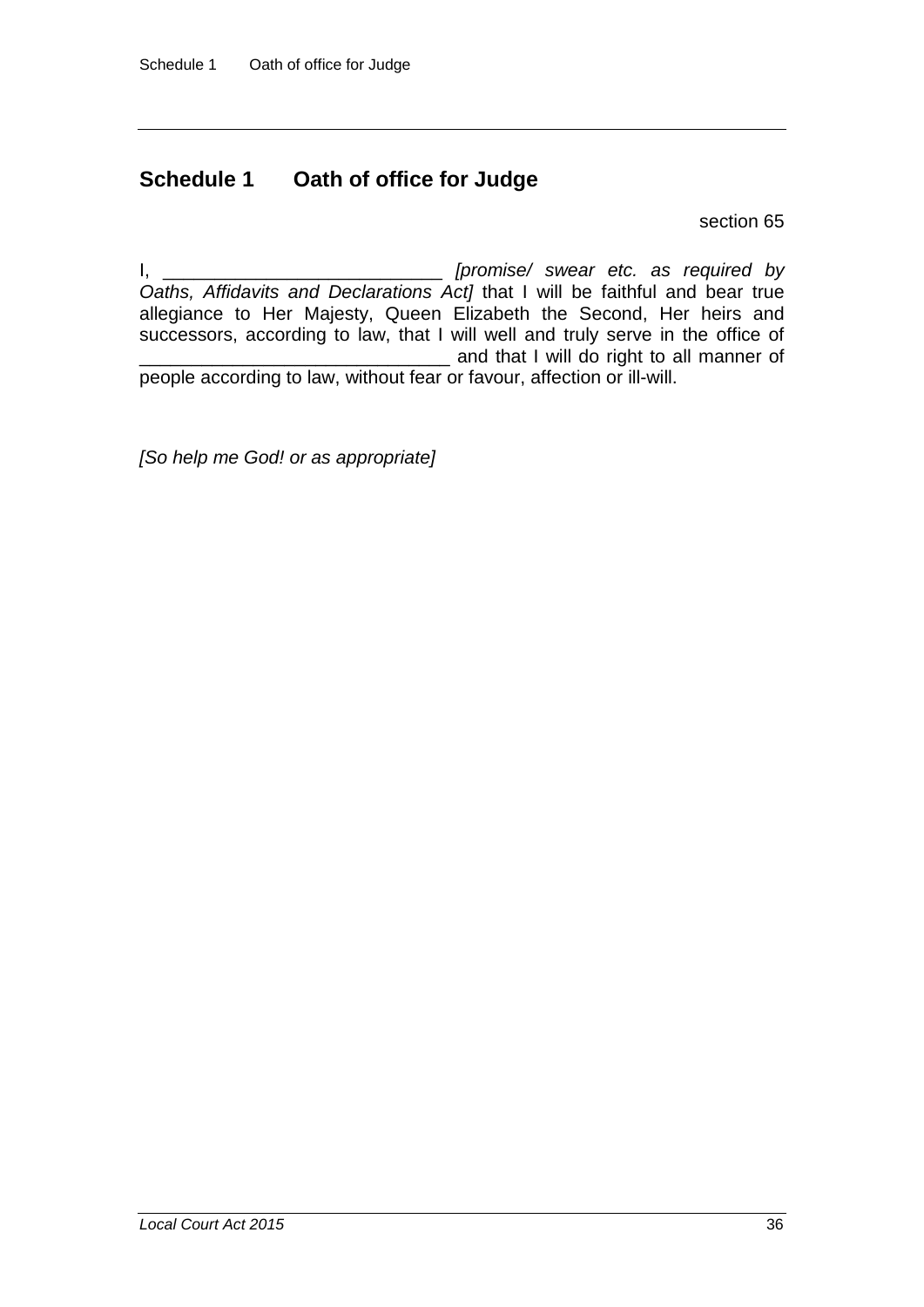## Schedule 1 Oath of office for Judge

section 65

I, ___________________________ *[promise/ swear etc. as required by Oaths, Affidavits and Declarations Act]* that I will be faithful and bear true allegiance to Her Majesty, Queen Elizabeth the Second, Her heirs and successors, according to law, that I will well and truly serve in the office of ______________________________ and that I will do right to all manner of people according to law, without fear or favour, affection or ill-will.

*[So help me God! or as appropriate]*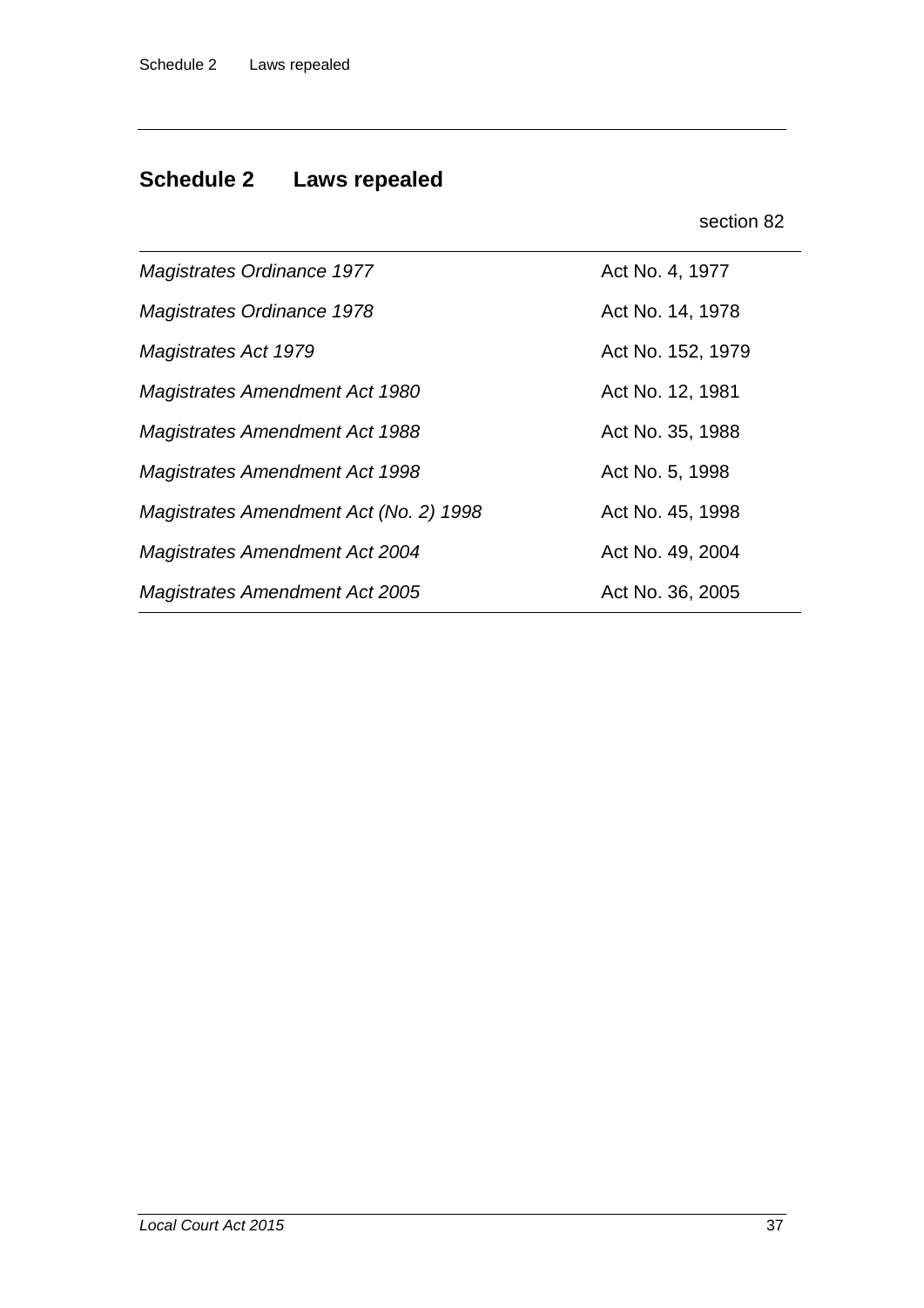## Schedule 2 Laws repealed

section 82

| | |
|---|---|
| *Magistrates Ordinance 1977* | Act No. 4, 1977 |
| *Magistrates Ordinance 1978* | Act No. 14, 1978 |
| *Magistrates Act 1979* | Act No. 152, 1979 |
| *Magistrates Amendment Act 1980* | Act No. 12, 1981 |
| *Magistrates Amendment Act 1988* | Act No. 35, 1988 |
| *Magistrates Amendment Act 1998* | Act No. 5, 1998 |
| *Magistrates Amendment Act (No. 2) 1998* | Act No. 45, 1998 |
| *Magistrates Amendment Act 2004* | Act No. 49, 2004 |
| *Magistrates Amendment Act 2005* | Act No. 36, 2005 |